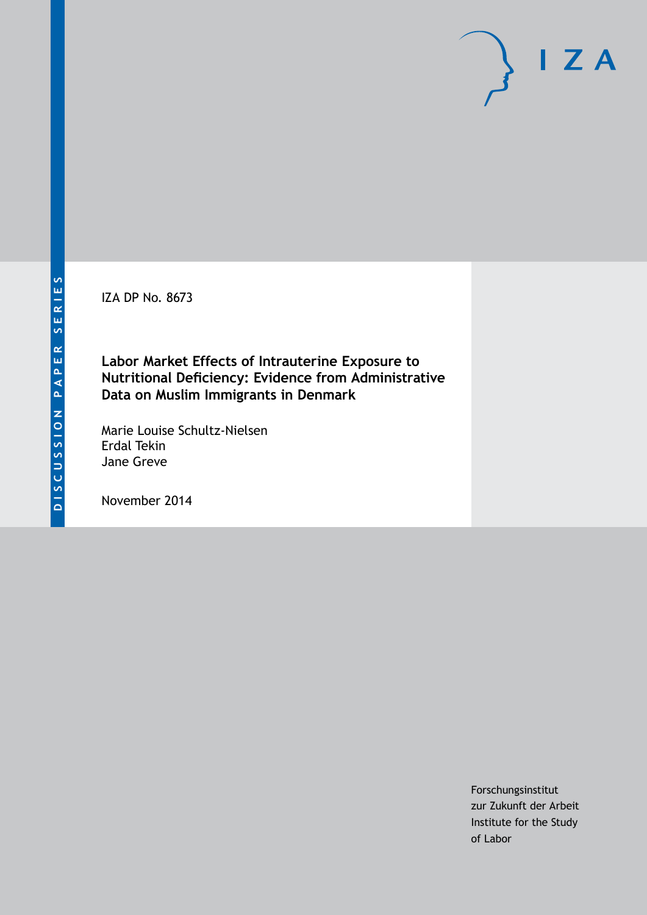DISCUSSION PAPER SERIES

IZA

IZA DP No. 8673

# Labor Market Effects of Intrauterine Exposure to Nutritional Deficiency: Evidence from Administrative Data on Muslim Immigrants in Denmark

Marie Louise Schultz-Nielsen
Erdal Tekin
Jane Greve

November 2014

Forschungsinstitut
zur Zukunft der Arbeit
Institute for the Study
of Labor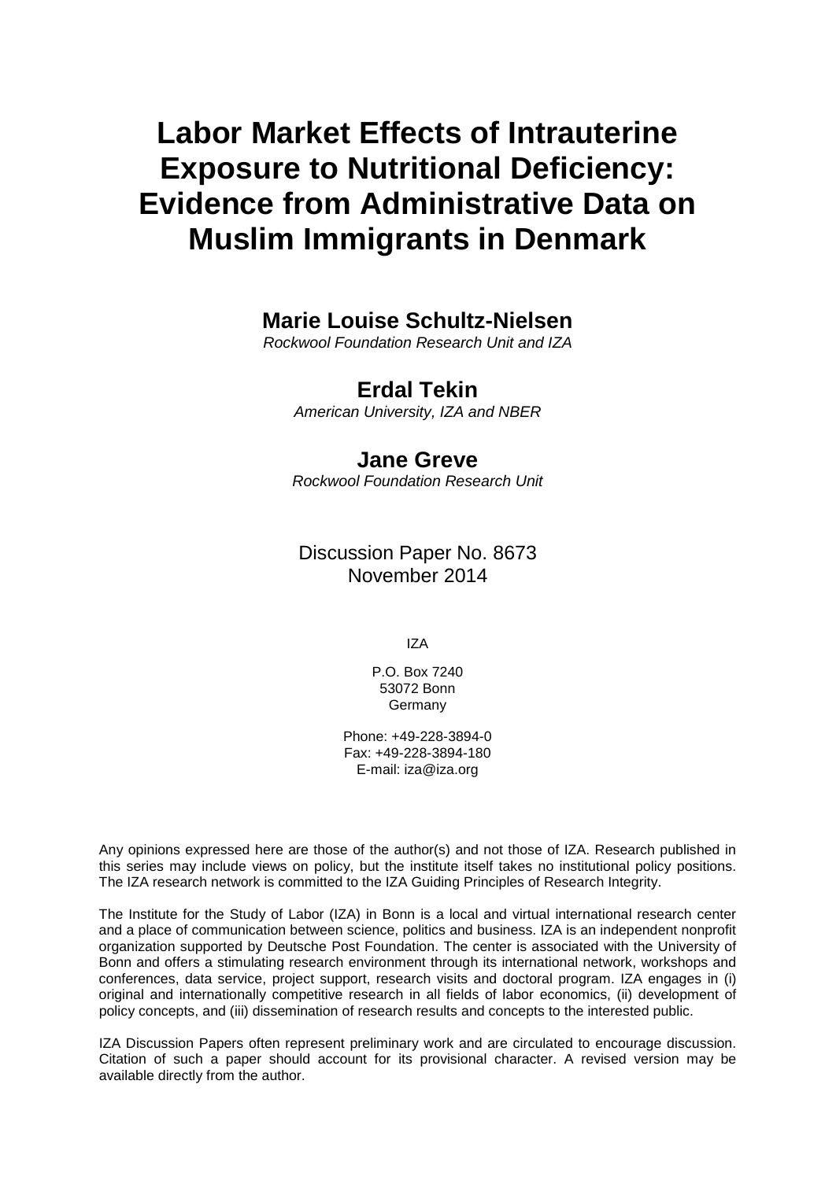# Labor Market Effects of Intrauterine Exposure to Nutritional Deficiency: Evidence from Administrative Data on Muslim Immigrants in Denmark

**Marie Louise Schultz-Nielsen**
*Rockwool Foundation Research Unit and IZA*

**Erdal Tekin**
*American University, IZA and NBER*

**Jane Greve**
*Rockwool Foundation Research Unit*

Discussion Paper No. 8673
November 2014

IZA

P.O. Box 7240
53072 Bonn
Germany

Phone: +49-228-3894-0
Fax: +49-228-3894-180
E-mail: iza@iza.org

Any opinions expressed here are those of the author(s) and not those of IZA. Research published in this series may include views on policy, but the institute itself takes no institutional policy positions. The IZA research network is committed to the IZA Guiding Principles of Research Integrity.

The Institute for the Study of Labor (IZA) in Bonn is a local and virtual international research center and a place of communication between science, politics and business. IZA is an independent nonprofit organization supported by Deutsche Post Foundation. The center is associated with the University of Bonn and offers a stimulating research environment through its international network, workshops and conferences, data service, project support, research visits and doctoral program. IZA engages in (i) original and internationally competitive research in all fields of labor economics, (ii) development of policy concepts, and (iii) dissemination of research results and concepts to the interested public.

IZA Discussion Papers often represent preliminary work and are circulated to encourage discussion. Citation of such a paper should account for its provisional character. A revised version may be available directly from the author.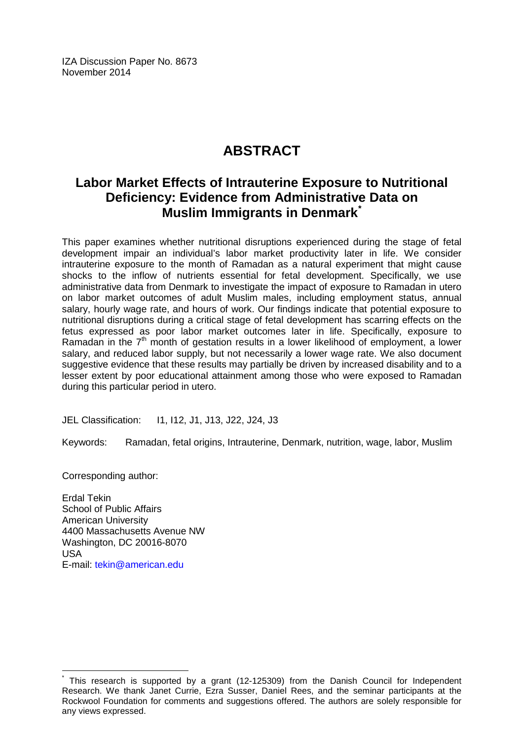IZA Discussion Paper No. 8673
November 2014

# ABSTRACT

## Labor Market Effects of Intrauterine Exposure to Nutritional Deficiency: Evidence from Administrative Data on Muslim Immigrants in Denmark*

This paper examines whether nutritional disruptions experienced during the stage of fetal development impair an individual's labor market productivity later in life. We consider intrauterine exposure to the month of Ramadan as a natural experiment that might cause shocks to the inflow of nutrients essential for fetal development. Specifically, we use administrative data from Denmark to investigate the impact of exposure to Ramadan in utero on labor market outcomes of adult Muslim males, including employment status, annual salary, hourly wage rate, and hours of work. Our findings indicate that potential exposure to nutritional disruptions during a critical stage of fetal development has scarring effects on the fetus expressed as poor labor market outcomes later in life. Specifically, exposure to Ramadan in the 7th month of gestation results in a lower likelihood of employment, a lower salary, and reduced labor supply, but not necessarily a lower wage rate. We also document suggestive evidence that these results may partially be driven by increased disability and to a lesser extent by poor educational attainment among those who were exposed to Ramadan during this particular period in utero.

JEL Classification: I1, I12, J1, J13, J22, J24, J3

Keywords: Ramadan, fetal origins, Intrauterine, Denmark, nutrition, wage, labor, Muslim

Corresponding author:

Erdal Tekin
School of Public Affairs
American University
4400 Massachusetts Avenue NW
Washington, DC 20016-8070
USA
E-mail: tekin@american.edu

---

* This research is supported by a grant (12-125309) from the Danish Council for Independent Research. We thank Janet Currie, Ezra Susser, Daniel Rees, and the seminar participants at the Rockwool Foundation for comments and suggestions offered. The authors are solely responsible for any views expressed.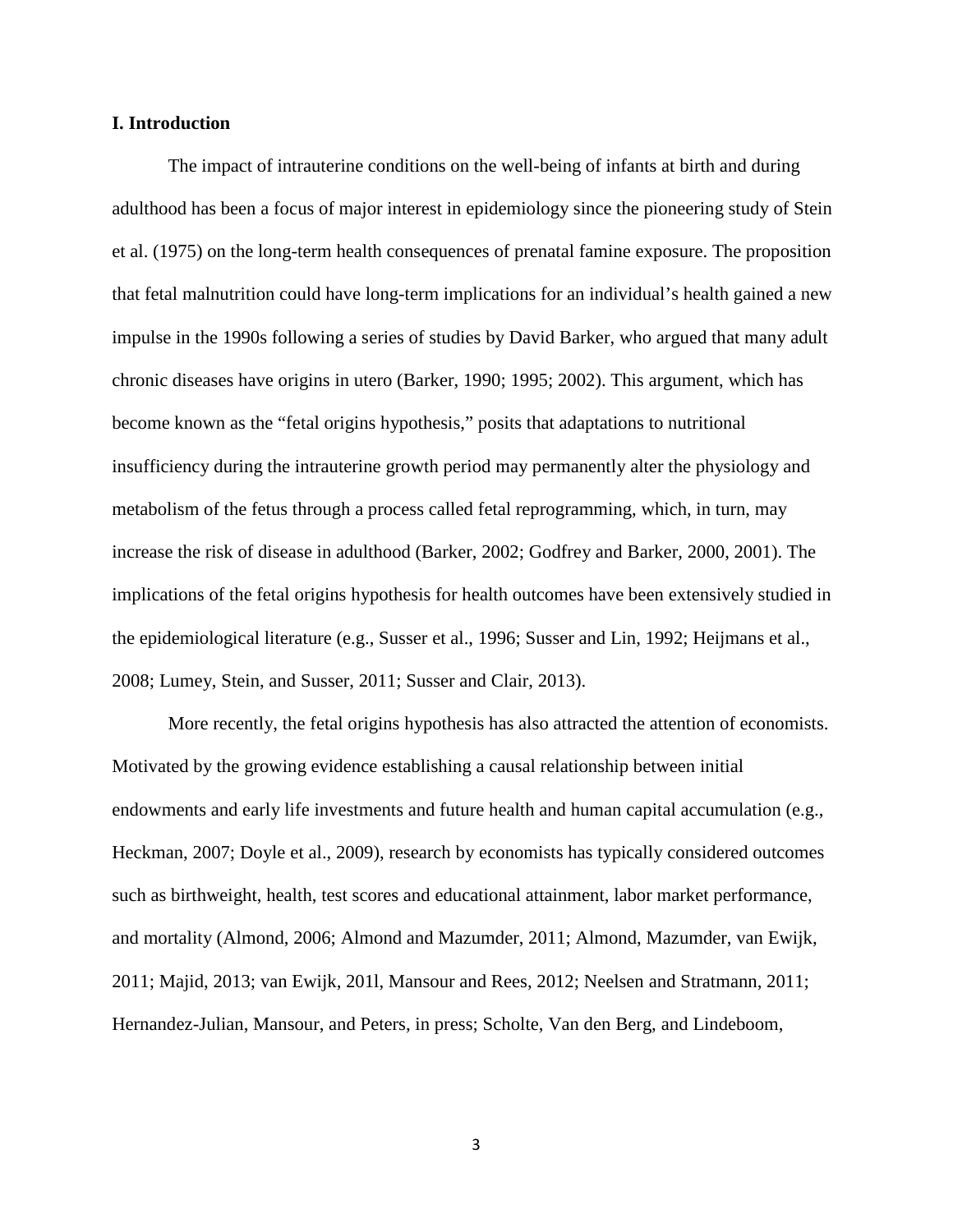## I. Introduction

The impact of intrauterine conditions on the well-being of infants at birth and during adulthood has been a focus of major interest in epidemiology since the pioneering study of Stein et al. (1975) on the long-term health consequences of prenatal famine exposure. The proposition that fetal malnutrition could have long-term implications for an individual's health gained a new impulse in the 1990s following a series of studies by David Barker, who argued that many adult chronic diseases have origins in utero (Barker, 1990; 1995; 2002). This argument, which has become known as the "fetal origins hypothesis," posits that adaptations to nutritional insufficiency during the intrauterine growth period may permanently alter the physiology and metabolism of the fetus through a process called fetal reprogramming, which, in turn, may increase the risk of disease in adulthood (Barker, 2002; Godfrey and Barker, 2000, 2001). The implications of the fetal origins hypothesis for health outcomes have been extensively studied in the epidemiological literature (e.g., Susser et al., 1996; Susser and Lin, 1992; Heijmans et al., 2008; Lumey, Stein, and Susser, 2011; Susser and Clair, 2013).

More recently, the fetal origins hypothesis has also attracted the attention of economists. Motivated by the growing evidence establishing a causal relationship between initial endowments and early life investments and future health and human capital accumulation (e.g., Heckman, 2007; Doyle et al., 2009), research by economists has typically considered outcomes such as birthweight, health, test scores and educational attainment, labor market performance, and mortality (Almond, 2006; Almond and Mazumder, 2011; Almond, Mazumder, van Ewijk, 2011; Majid, 2013; van Ewijk, 201l, Mansour and Rees, 2012; Neelsen and Stratmann, 2011; Hernandez-Julian, Mansour, and Peters, in press; Scholte, Van den Berg, and Lindeboom,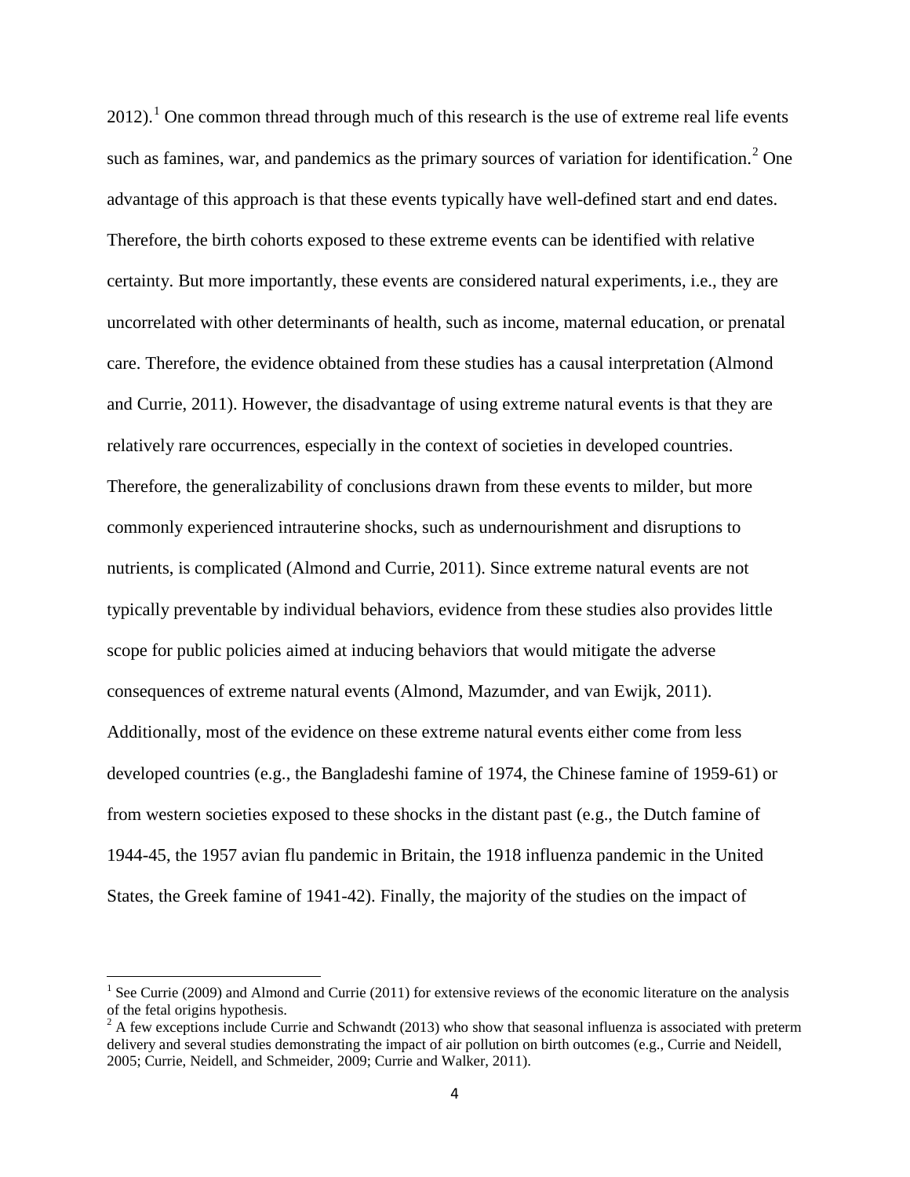2012).[1] One common thread through much of this research is the use of extreme real life events such as famines, war, and pandemics as the primary sources of variation for identification.[2] One advantage of this approach is that these events typically have well-defined start and end dates. Therefore, the birth cohorts exposed to these extreme events can be identified with relative certainty. But more importantly, these events are considered natural experiments, i.e., they are uncorrelated with other determinants of health, such as income, maternal education, or prenatal care. Therefore, the evidence obtained from these studies has a causal interpretation (Almond and Currie, 2011). However, the disadvantage of using extreme natural events is that they are relatively rare occurrences, especially in the context of societies in developed countries. Therefore, the generalizability of conclusions drawn from these events to milder, but more commonly experienced intrauterine shocks, such as undernourishment and disruptions to nutrients, is complicated (Almond and Currie, 2011). Since extreme natural events are not typically preventable by individual behaviors, evidence from these studies also provides little scope for public policies aimed at inducing behaviors that would mitigate the adverse consequences of extreme natural events (Almond, Mazumder, and van Ewijk, 2011). Additionally, most of the evidence on these extreme natural events either come from less developed countries (e.g., the Bangladeshi famine of 1974, the Chinese famine of 1959-61) or from western societies exposed to these shocks in the distant past (e.g., the Dutch famine of 1944-45, the 1957 avian flu pandemic in Britain, the 1918 influenza pandemic in the United States, the Greek famine of 1941-42). Finally, the majority of the studies on the impact of

[1] See Currie (2009) and Almond and Currie (2011) for extensive reviews of the economic literature on the analysis of the fetal origins hypothesis.

[2] A few exceptions include Currie and Schwandt (2013) who show that seasonal influenza is associated with preterm delivery and several studies demonstrating the impact of air pollution on birth outcomes (e.g., Currie and Neidell, 2005; Currie, Neidell, and Schmeider, 2009; Currie and Walker, 2011).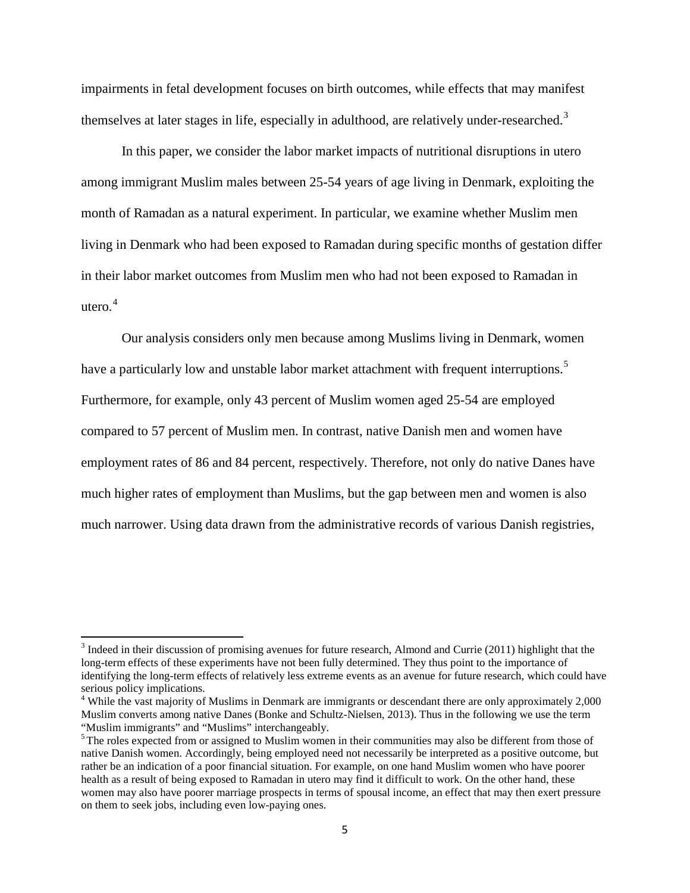impairments in fetal development focuses on birth outcomes, while effects that may manifest themselves at later stages in life, especially in adulthood, are relatively under-researched.[3]

In this paper, we consider the labor market impacts of nutritional disruptions in utero among immigrant Muslim males between 25-54 years of age living in Denmark, exploiting the month of Ramadan as a natural experiment. In particular, we examine whether Muslim men living in Denmark who had been exposed to Ramadan during specific months of gestation differ in their labor market outcomes from Muslim men who had not been exposed to Ramadan in utero.[4]

Our analysis considers only men because among Muslims living in Denmark, women have a particularly low and unstable labor market attachment with frequent interruptions.[5] Furthermore, for example, only 43 percent of Muslim women aged 25-54 are employed compared to 57 percent of Muslim men. In contrast, native Danish men and women have employment rates of 86 and 84 percent, respectively. Therefore, not only do native Danes have much higher rates of employment than Muslims, but the gap between men and women is also much narrower. Using data drawn from the administrative records of various Danish registries,

---

[3] Indeed in their discussion of promising avenues for future research, Almond and Currie (2011) highlight that the long-term effects of these experiments have not been fully determined. They thus point to the importance of identifying the long-term effects of relatively less extreme events as an avenue for future research, which could have serious policy implications.

[4] While the vast majority of Muslims in Denmark are immigrants or descendant there are only approximately 2,000 Muslim converts among native Danes (Bonke and Schultz-Nielsen, 2013). Thus in the following we use the term "Muslim immigrants" and "Muslims" interchangeably.

[5] The roles expected from or assigned to Muslim women in their communities may also be different from those of native Danish women. Accordingly, being employed need not necessarily be interpreted as a positive outcome, but rather be an indication of a poor financial situation. For example, on one hand Muslim women who have poorer health as a result of being exposed to Ramadan in utero may find it difficult to work. On the other hand, these women may also have poorer marriage prospects in terms of spousal income, an effect that may then exert pressure on them to seek jobs, including even low-paying ones.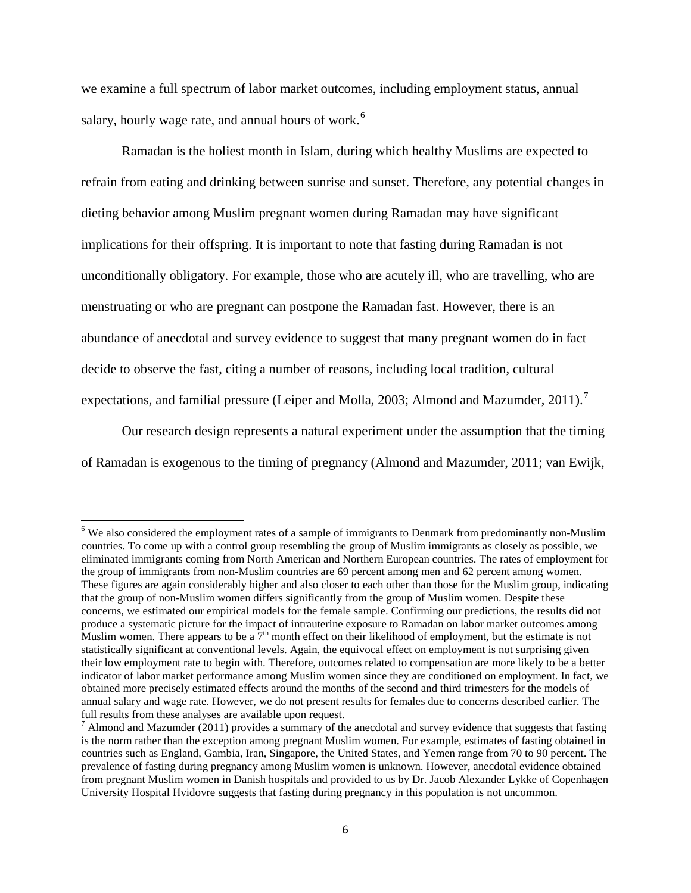we examine a full spectrum of labor market outcomes, including employment status, annual salary, hourly wage rate, and annual hours of work.[6]

Ramadan is the holiest month in Islam, during which healthy Muslims are expected to refrain from eating and drinking between sunrise and sunset. Therefore, any potential changes in dieting behavior among Muslim pregnant women during Ramadan may have significant implications for their offspring. It is important to note that fasting during Ramadan is not unconditionally obligatory. For example, those who are acutely ill, who are travelling, who are menstruating or who are pregnant can postpone the Ramadan fast. However, there is an abundance of anecdotal and survey evidence to suggest that many pregnant women do in fact decide to observe the fast, citing a number of reasons, including local tradition, cultural expectations, and familial pressure (Leiper and Molla, 2003; Almond and Mazumder, 2011).[7]

Our research design represents a natural experiment under the assumption that the timing of Ramadan is exogenous to the timing of pregnancy (Almond and Mazumder, 2011; van Ewijk,

---

[6] We also considered the employment rates of a sample of immigrants to Denmark from predominantly non-Muslim countries. To come up with a control group resembling the group of Muslim immigrants as closely as possible, we eliminated immigrants coming from North American and Northern European countries. The rates of employment for the group of immigrants from non-Muslim countries are 69 percent among men and 62 percent among women. These figures are again considerably higher and also closer to each other than those for the Muslim group, indicating that the group of non-Muslim women differs significantly from the group of Muslim women. Despite these concerns, we estimated our empirical models for the female sample. Confirming our predictions, the results did not produce a systematic picture for the impact of intrauterine exposure to Ramadan on labor market outcomes among Muslim women. There appears to be a 7th month effect on their likelihood of employment, but the estimate is not statistically significant at conventional levels. Again, the equivocal effect on employment is not surprising given their low employment rate to begin with. Therefore, outcomes related to compensation are more likely to be a better indicator of labor market performance among Muslim women since they are conditioned on employment. In fact, we obtained more precisely estimated effects around the months of the second and third trimesters for the models of annual salary and wage rate. However, we do not present results for females due to concerns described earlier. The full results from these analyses are available upon request.

[7] Almond and Mazumder (2011) provides a summary of the anecdotal and survey evidence that suggests that fasting is the norm rather than the exception among pregnant Muslim women. For example, estimates of fasting obtained in countries such as England, Gambia, Iran, Singapore, the United States, and Yemen range from 70 to 90 percent. The prevalence of fasting during pregnancy among Muslim women is unknown. However, anecdotal evidence obtained from pregnant Muslim women in Danish hospitals and provided to us by Dr. Jacob Alexander Lykke of Copenhagen University Hospital Hvidovre suggests that fasting during pregnancy in this population is not uncommon.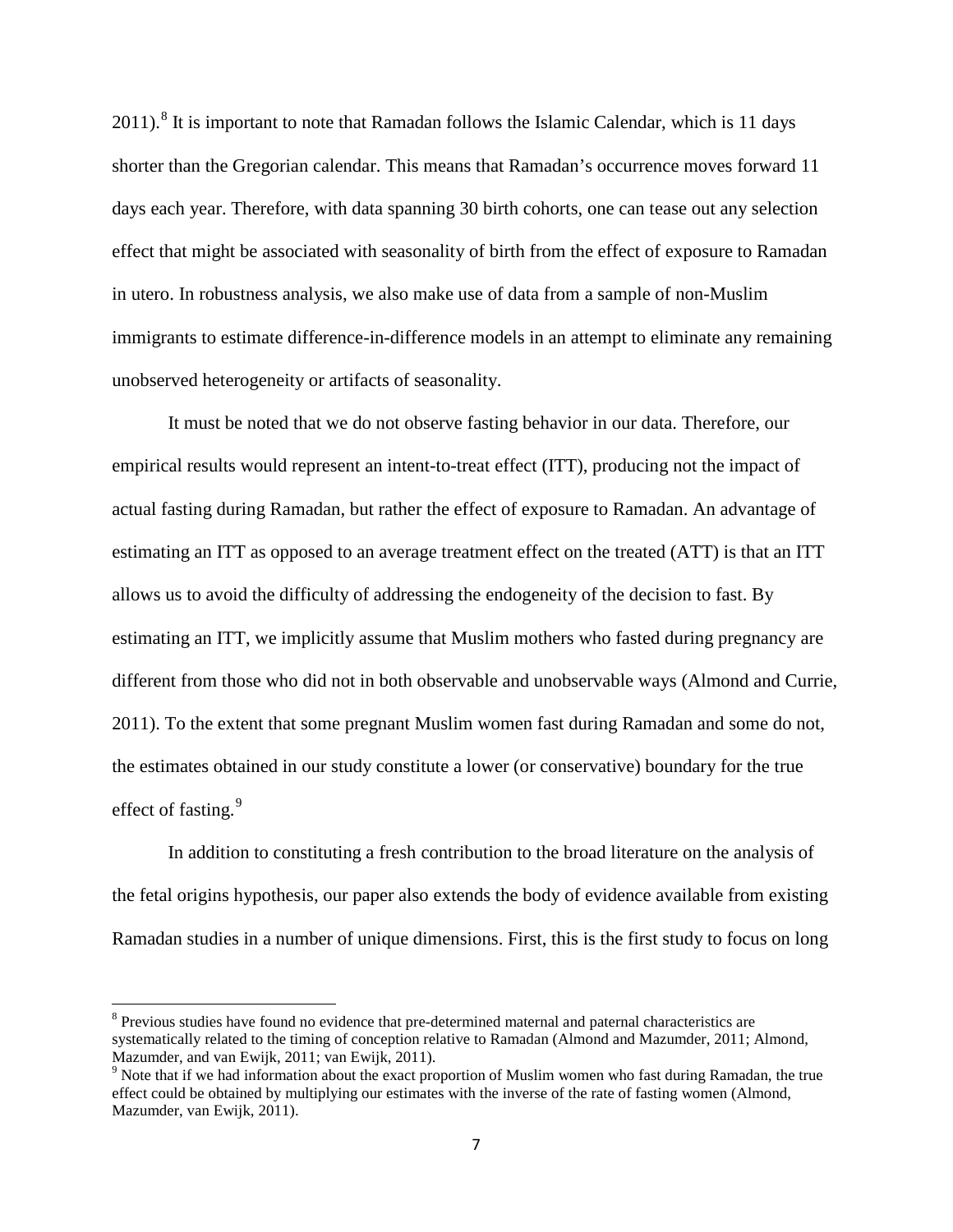2011).[8] It is important to note that Ramadan follows the Islamic Calendar, which is 11 days shorter than the Gregorian calendar. This means that Ramadan's occurrence moves forward 11 days each year. Therefore, with data spanning 30 birth cohorts, one can tease out any selection effect that might be associated with seasonality of birth from the effect of exposure to Ramadan in utero. In robustness analysis, we also make use of data from a sample of non-Muslim immigrants to estimate difference-in-difference models in an attempt to eliminate any remaining unobserved heterogeneity or artifacts of seasonality.

It must be noted that we do not observe fasting behavior in our data. Therefore, our empirical results would represent an intent-to-treat effect (ITT), producing not the impact of actual fasting during Ramadan, but rather the effect of exposure to Ramadan. An advantage of estimating an ITT as opposed to an average treatment effect on the treated (ATT) is that an ITT allows us to avoid the difficulty of addressing the endogeneity of the decision to fast. By estimating an ITT, we implicitly assume that Muslim mothers who fasted during pregnancy are different from those who did not in both observable and unobservable ways (Almond and Currie, 2011). To the extent that some pregnant Muslim women fast during Ramadan and some do not, the estimates obtained in our study constitute a lower (or conservative) boundary for the true effect of fasting.[9]

In addition to constituting a fresh contribution to the broad literature on the analysis of the fetal origins hypothesis, our paper also extends the body of evidence available from existing Ramadan studies in a number of unique dimensions. First, this is the first study to focus on long

---

[8] Previous studies have found no evidence that pre-determined maternal and paternal characteristics are systematically related to the timing of conception relative to Ramadan (Almond and Mazumder, 2011; Almond, Mazumder, and van Ewijk, 2011; van Ewijk, 2011).

[9] Note that if we had information about the exact proportion of Muslim women who fast during Ramadan, the true effect could be obtained by multiplying our estimates with the inverse of the rate of fasting women (Almond, Mazumder, van Ewijk, 2011).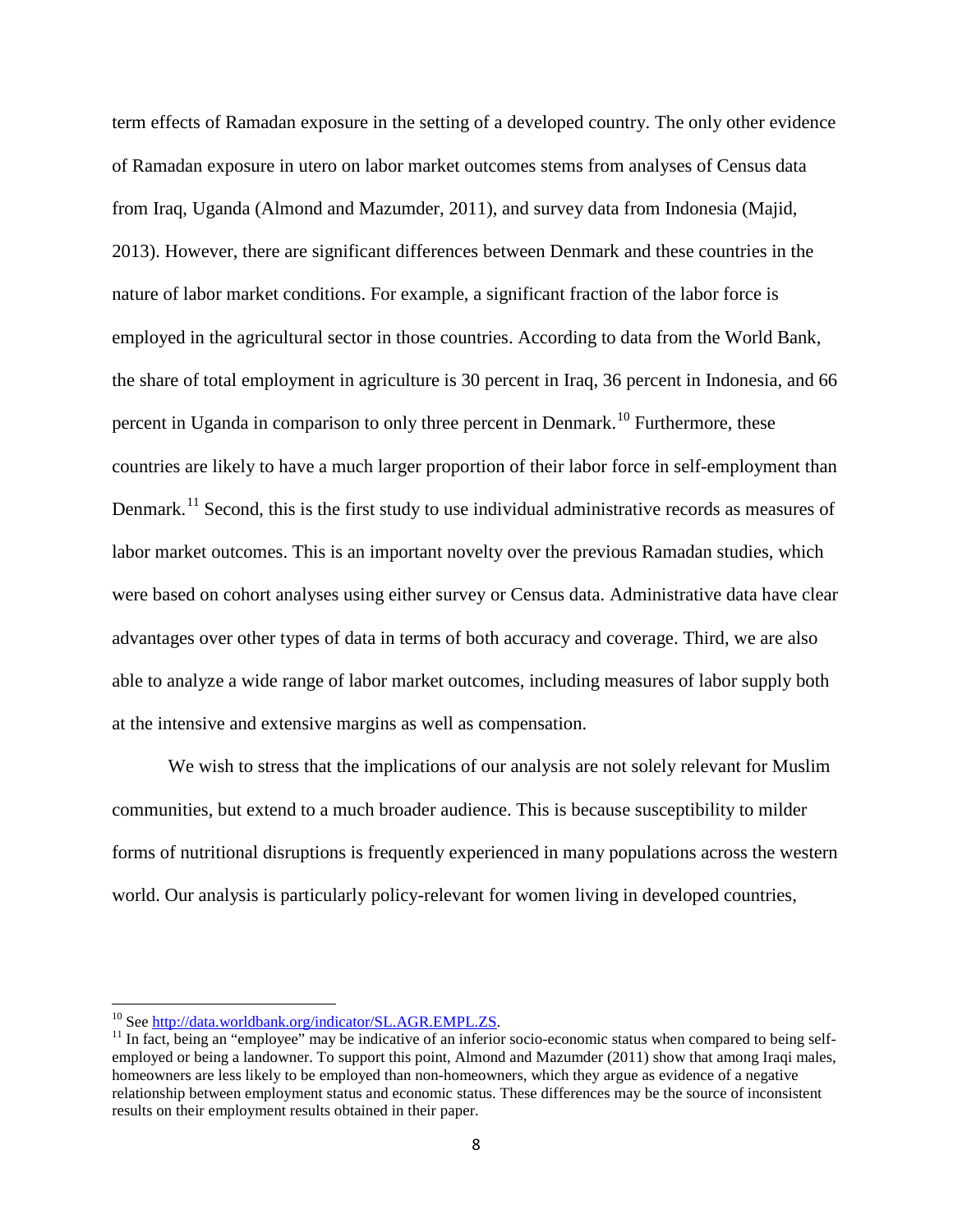term effects of Ramadan exposure in the setting of a developed country. The only other evidence of Ramadan exposure in utero on labor market outcomes stems from analyses of Census data from Iraq, Uganda (Almond and Mazumder, 2011), and survey data from Indonesia (Majid, 2013). However, there are significant differences between Denmark and these countries in the nature of labor market conditions. For example, a significant fraction of the labor force is employed in the agricultural sector in those countries. According to data from the World Bank, the share of total employment in agriculture is 30 percent in Iraq, 36 percent in Indonesia, and 66 percent in Uganda in comparison to only three percent in Denmark.[10] Furthermore, these countries are likely to have a much larger proportion of their labor force in self-employment than Denmark.[11] Second, this is the first study to use individual administrative records as measures of labor market outcomes. This is an important novelty over the previous Ramadan studies, which were based on cohort analyses using either survey or Census data. Administrative data have clear advantages over other types of data in terms of both accuracy and coverage. Third, we are also able to analyze a wide range of labor market outcomes, including measures of labor supply both at the intensive and extensive margins as well as compensation.

We wish to stress that the implications of our analysis are not solely relevant for Muslim communities, but extend to a much broader audience. This is because susceptibility to milder forms of nutritional disruptions is frequently experienced in many populations across the western world. Our analysis is particularly policy-relevant for women living in developed countries,

---

[10] See http://data.worldbank.org/indicator/SL.AGR.EMPL.ZS.

[11] In fact, being an "employee" may be indicative of an inferior socio-economic status when compared to being self-employed or being a landowner. To support this point, Almond and Mazumder (2011) show that among Iraqi males, homeowners are less likely to be employed than non-homeowners, which they argue as evidence of a negative relationship between employment status and economic status. These differences may be the source of inconsistent results on their employment results obtained in their paper.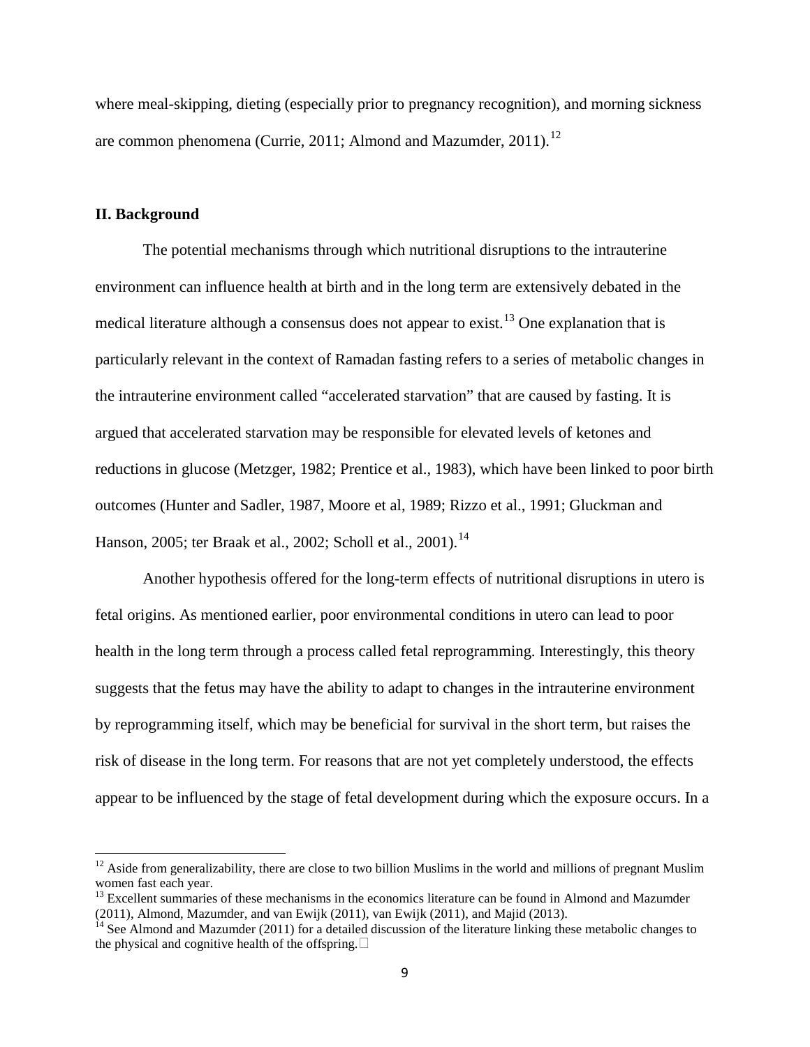where meal-skipping, dieting (especially prior to pregnancy recognition), and morning sickness are common phenomena (Currie, 2011; Almond and Mazumder, 2011).[12]

## II. Background

The potential mechanisms through which nutritional disruptions to the intrauterine environment can influence health at birth and in the long term are extensively debated in the medical literature although a consensus does not appear to exist.[13] One explanation that is particularly relevant in the context of Ramadan fasting refers to a series of metabolic changes in the intrauterine environment called "accelerated starvation" that are caused by fasting. It is argued that accelerated starvation may be responsible for elevated levels of ketones and reductions in glucose (Metzger, 1982; Prentice et al., 1983), which have been linked to poor birth outcomes (Hunter and Sadler, 1987, Moore et al, 1989; Rizzo et al., 1991; Gluckman and Hanson, 2005; ter Braak et al., 2002; Scholl et al., 2001).[14]

Another hypothesis offered for the long-term effects of nutritional disruptions in utero is fetal origins. As mentioned earlier, poor environmental conditions in utero can lead to poor health in the long term through a process called fetal reprogramming. Interestingly, this theory suggests that the fetus may have the ability to adapt to changes in the intrauterine environment by reprogramming itself, which may be beneficial for survival in the short term, but raises the risk of disease in the long term. For reasons that are not yet completely understood, the effects appear to be influenced by the stage of fetal development during which the exposure occurs. In a

---

[12] Aside from generalizability, there are close to two billion Muslims in the world and millions of pregnant Muslim women fast each year.

[13] Excellent summaries of these mechanisms in the economics literature can be found in Almond and Mazumder (2011), Almond, Mazumder, and van Ewijk (2011), van Ewijk (2011), and Majid (2013).

[14] See Almond and Mazumder (2011) for a detailed discussion of the literature linking these metabolic changes to the physical and cognitive health of the offspring.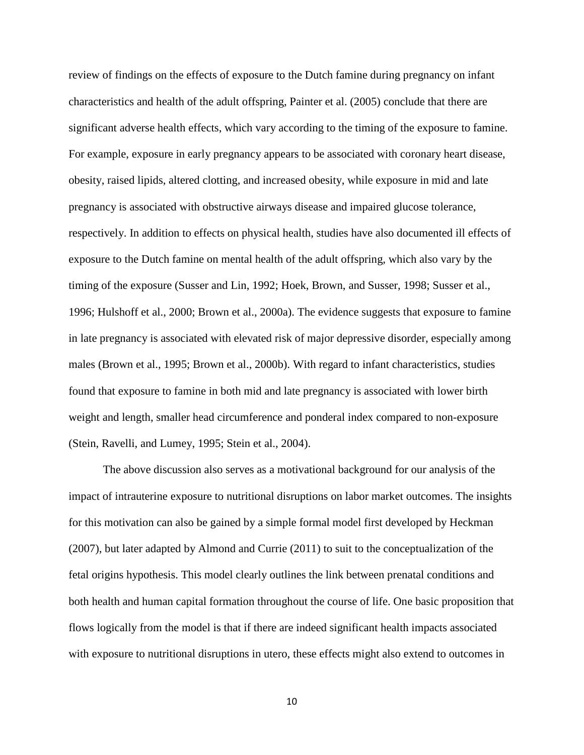review of findings on the effects of exposure to the Dutch famine during pregnancy on infant characteristics and health of the adult offspring, Painter et al. (2005) conclude that there are significant adverse health effects, which vary according to the timing of the exposure to famine. For example, exposure in early pregnancy appears to be associated with coronary heart disease, obesity, raised lipids, altered clotting, and increased obesity, while exposure in mid and late pregnancy is associated with obstructive airways disease and impaired glucose tolerance, respectively. In addition to effects on physical health, studies have also documented ill effects of exposure to the Dutch famine on mental health of the adult offspring, which also vary by the timing of the exposure (Susser and Lin, 1992; Hoek, Brown, and Susser, 1998; Susser et al., 1996; Hulshoff et al., 2000; Brown et al., 2000a). The evidence suggests that exposure to famine in late pregnancy is associated with elevated risk of major depressive disorder, especially among males (Brown et al., 1995; Brown et al., 2000b). With regard to infant characteristics, studies found that exposure to famine in both mid and late pregnancy is associated with lower birth weight and length, smaller head circumference and ponderal index compared to non-exposure (Stein, Ravelli, and Lumey, 1995; Stein et al., 2004).

The above discussion also serves as a motivational background for our analysis of the impact of intrauterine exposure to nutritional disruptions on labor market outcomes. The insights for this motivation can also be gained by a simple formal model first developed by Heckman (2007), but later adapted by Almond and Currie (2011) to suit to the conceptualization of the fetal origins hypothesis. This model clearly outlines the link between prenatal conditions and both health and human capital formation throughout the course of life. One basic proposition that flows logically from the model is that if there are indeed significant health impacts associated with exposure to nutritional disruptions in utero, these effects might also extend to outcomes in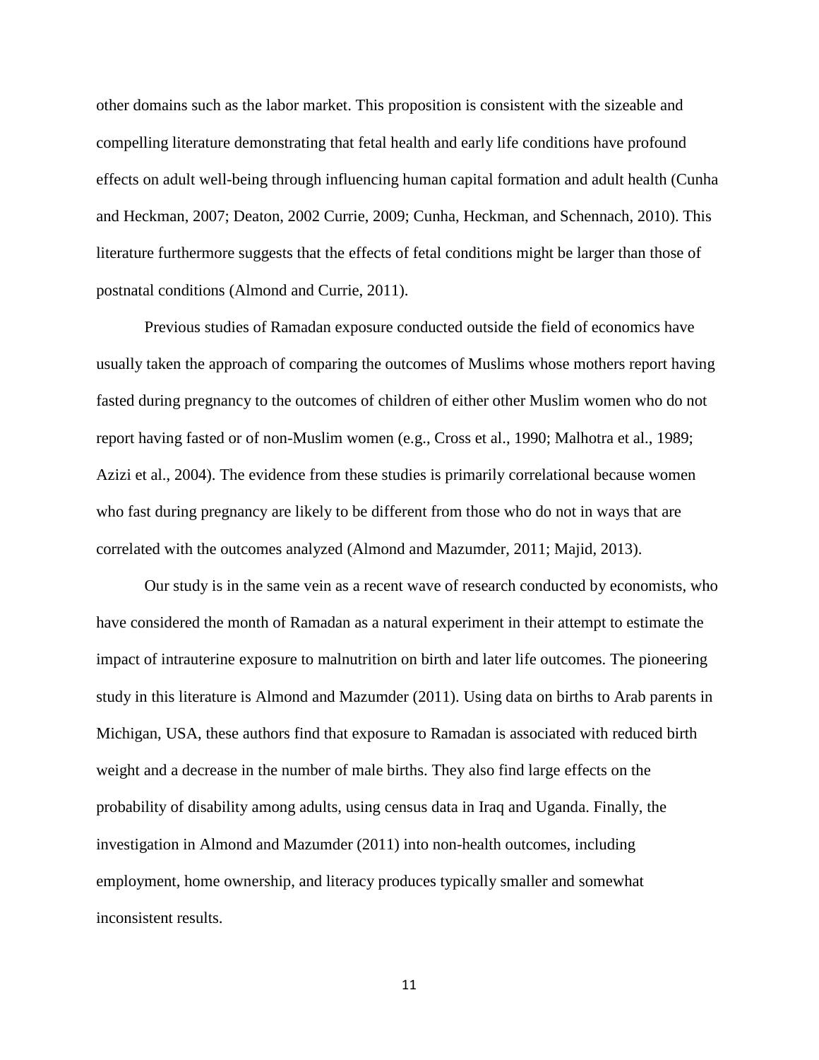other domains such as the labor market. This proposition is consistent with the sizeable and compelling literature demonstrating that fetal health and early life conditions have profound effects on adult well-being through influencing human capital formation and adult health (Cunha and Heckman, 2007; Deaton, 2002 Currie, 2009; Cunha, Heckman, and Schennach, 2010). This literature furthermore suggests that the effects of fetal conditions might be larger than those of postnatal conditions (Almond and Currie, 2011).

Previous studies of Ramadan exposure conducted outside the field of economics have usually taken the approach of comparing the outcomes of Muslims whose mothers report having fasted during pregnancy to the outcomes of children of either other Muslim women who do not report having fasted or of non-Muslim women (e.g., Cross et al., 1990; Malhotra et al., 1989; Azizi et al., 2004). The evidence from these studies is primarily correlational because women who fast during pregnancy are likely to be different from those who do not in ways that are correlated with the outcomes analyzed (Almond and Mazumder, 2011; Majid, 2013).

Our study is in the same vein as a recent wave of research conducted by economists, who have considered the month of Ramadan as a natural experiment in their attempt to estimate the impact of intrauterine exposure to malnutrition on birth and later life outcomes. The pioneering study in this literature is Almond and Mazumder (2011). Using data on births to Arab parents in Michigan, USA, these authors find that exposure to Ramadan is associated with reduced birth weight and a decrease in the number of male births. They also find large effects on the probability of disability among adults, using census data in Iraq and Uganda. Finally, the investigation in Almond and Mazumder (2011) into non-health outcomes, including employment, home ownership, and literacy produces typically smaller and somewhat inconsistent results.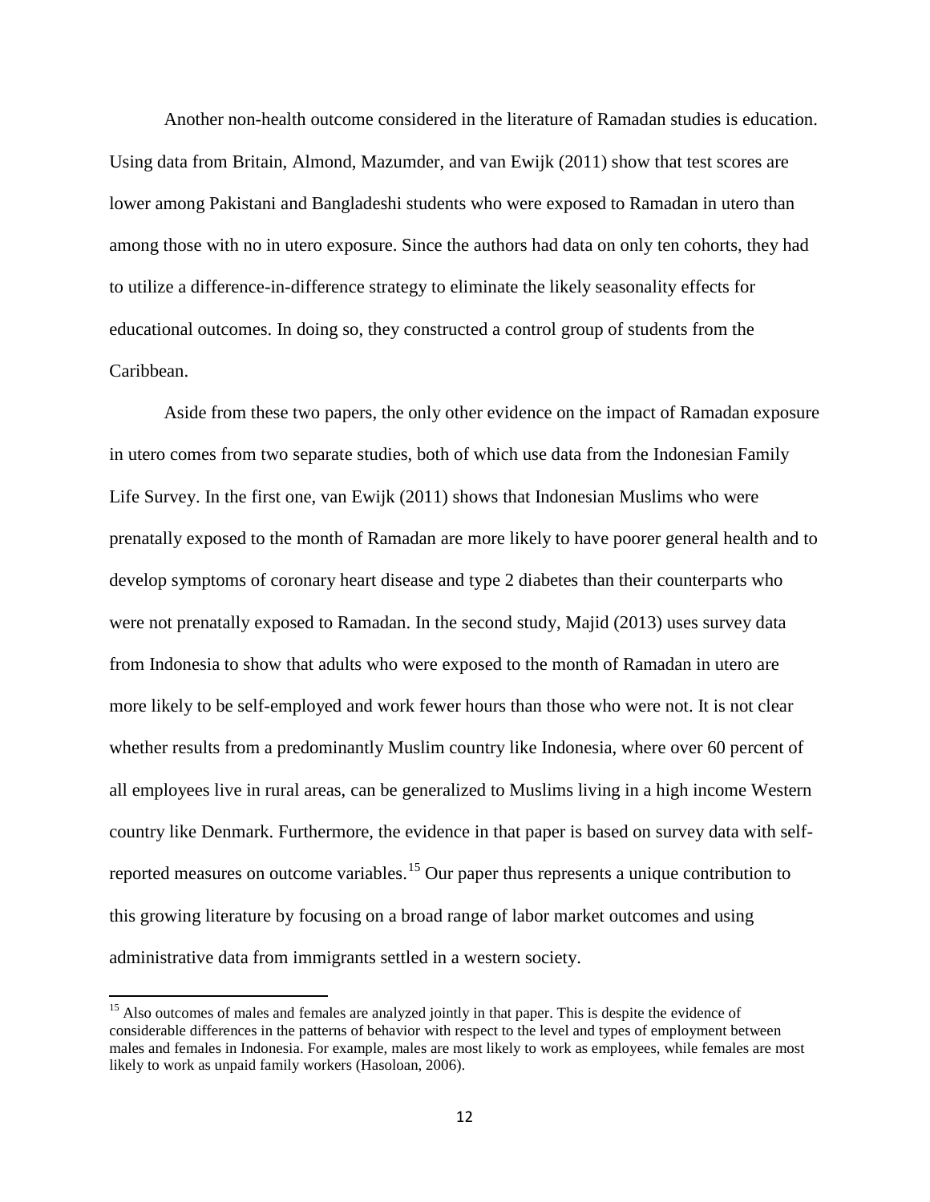Another non-health outcome considered in the literature of Ramadan studies is education. Using data from Britain, Almond, Mazumder, and van Ewijk (2011) show that test scores are lower among Pakistani and Bangladeshi students who were exposed to Ramadan in utero than among those with no in utero exposure. Since the authors had data on only ten cohorts, they had to utilize a difference-in-difference strategy to eliminate the likely seasonality effects for educational outcomes. In doing so, they constructed a control group of students from the Caribbean.

Aside from these two papers, the only other evidence on the impact of Ramadan exposure in utero comes from two separate studies, both of which use data from the Indonesian Family Life Survey. In the first one, van Ewijk (2011) shows that Indonesian Muslims who were prenatally exposed to the month of Ramadan are more likely to have poorer general health and to develop symptoms of coronary heart disease and type 2 diabetes than their counterparts who were not prenatally exposed to Ramadan. In the second study, Majid (2013) uses survey data from Indonesia to show that adults who were exposed to the month of Ramadan in utero are more likely to be self-employed and work fewer hours than those who were not. It is not clear whether results from a predominantly Muslim country like Indonesia, where over 60 percent of all employees live in rural areas, can be generalized to Muslims living in a high income Western country like Denmark. Furthermore, the evidence in that paper is based on survey data with self-reported measures on outcome variables.[15] Our paper thus represents a unique contribution to this growing literature by focusing on a broad range of labor market outcomes and using administrative data from immigrants settled in a western society.

[15] Also outcomes of males and females are analyzed jointly in that paper. This is despite the evidence of considerable differences in the patterns of behavior with respect to the level and types of employment between males and females in Indonesia. For example, males are most likely to work as employees, while females are most likely to work as unpaid family workers (Hasoloan, 2006).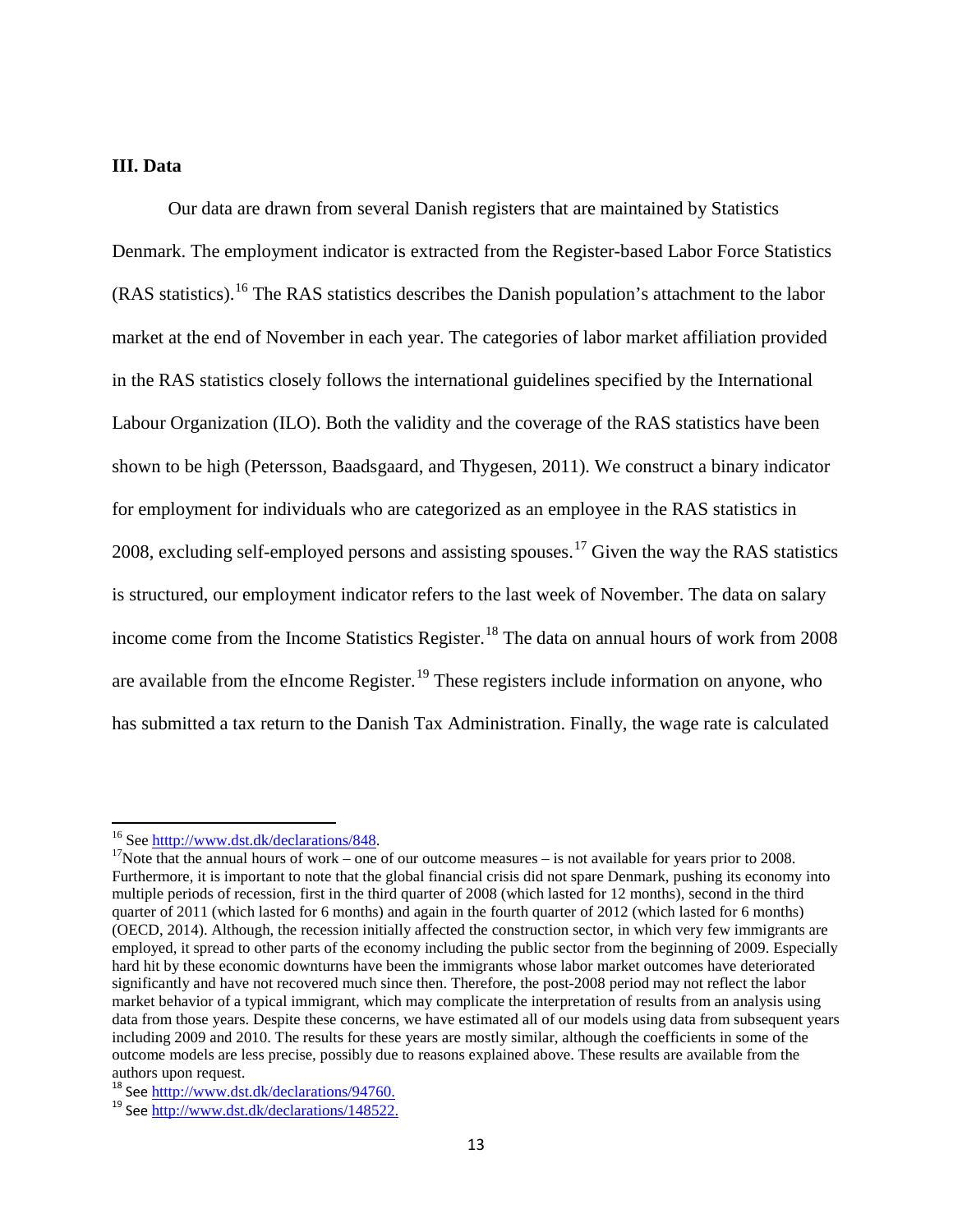### III. Data

Our data are drawn from several Danish registers that are maintained by Statistics Denmark. The employment indicator is extracted from the Register-based Labor Force Statistics (RAS statistics).[16] The RAS statistics describes the Danish population's attachment to the labor market at the end of November in each year. The categories of labor market affiliation provided in the RAS statistics closely follows the international guidelines specified by the International Labour Organization (ILO). Both the validity and the coverage of the RAS statistics have been shown to be high (Petersson, Baadsgaard, and Thygesen, 2011). We construct a binary indicator for employment for individuals who are categorized as an employee in the RAS statistics in 2008, excluding self-employed persons and assisting spouses.[17] Given the way the RAS statistics is structured, our employment indicator refers to the last week of November. The data on salary income come from the Income Statistics Register.[18] The data on annual hours of work from 2008 are available from the eIncome Register.[19] These registers include information on anyone, who has submitted a tax return to the Danish Tax Administration. Finally, the wage rate is calculated

---

[16] See htttp://www.dst.dk/declarations/848.

[17] Note that the annual hours of work – one of our outcome measures – is not available for years prior to 2008. Furthermore, it is important to note that the global financial crisis did not spare Denmark, pushing its economy into multiple periods of recession, first in the third quarter of 2008 (which lasted for 12 months), second in the third quarter of 2011 (which lasted for 6 months) and again in the fourth quarter of 2012 (which lasted for 6 months) (OECD, 2014). Although, the recession initially affected the construction sector, in which very few immigrants are employed, it spread to other parts of the economy including the public sector from the beginning of 2009. Especially hard hit by these economic downturns have been the immigrants whose labor market outcomes have deteriorated significantly and have not recovered much since then. Therefore, the post-2008 period may not reflect the labor market behavior of a typical immigrant, which may complicate the interpretation of results from an analysis using data from those years. Despite these concerns, we have estimated all of our models using data from subsequent years including 2009 and 2010. The results for these years are mostly similar, although the coefficients in some of the outcome models are less precise, possibly due to reasons explained above. These results are available from the authors upon request.

[18] See http://www.dst.dk/declarations/94760.

[19] See http://www.dst.dk/declarations/148522.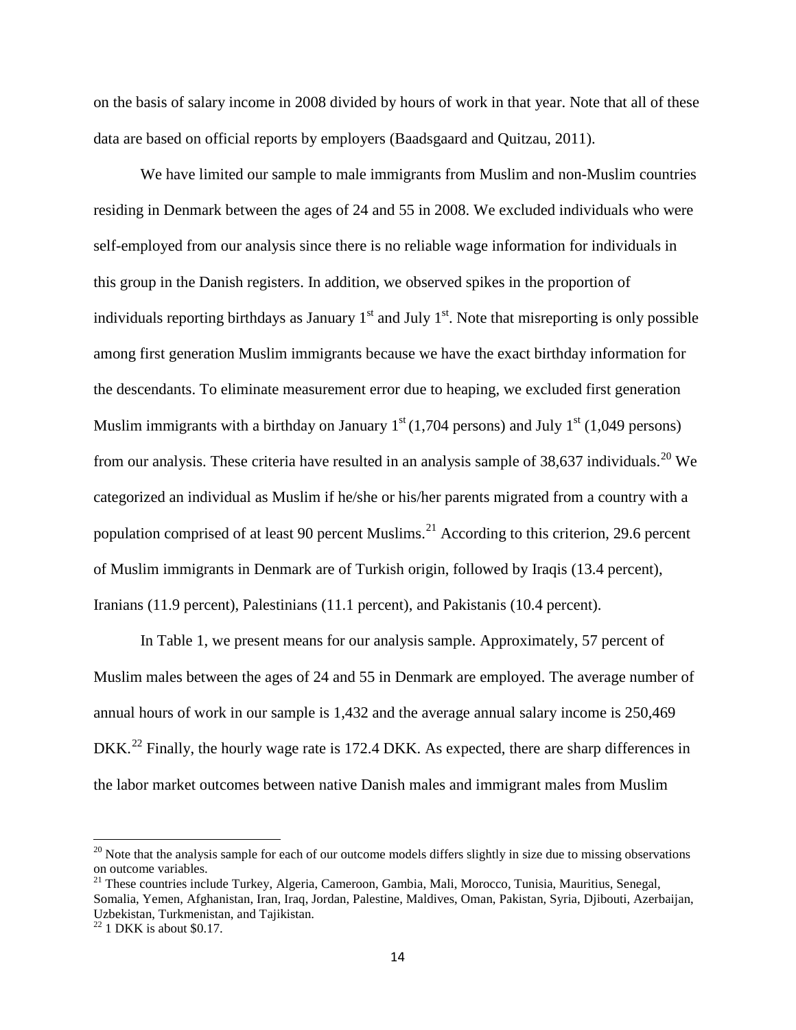on the basis of salary income in 2008 divided by hours of work in that year. Note that all of these data are based on official reports by employers (Baadsgaard and Quitzau, 2011).

We have limited our sample to male immigrants from Muslim and non-Muslim countries residing in Denmark between the ages of 24 and 55 in 2008. We excluded individuals who were self-employed from our analysis since there is no reliable wage information for individuals in this group in the Danish registers. In addition, we observed spikes in the proportion of individuals reporting birthdays as January 1st and July 1st. Note that misreporting is only possible among first generation Muslim immigrants because we have the exact birthday information for the descendants. To eliminate measurement error due to heaping, we excluded first generation Muslim immigrants with a birthday on January 1st (1,704 persons) and July 1st (1,049 persons) from our analysis. These criteria have resulted in an analysis sample of 38,637 individuals.[20] We categorized an individual as Muslim if he/she or his/her parents migrated from a country with a population comprised of at least 90 percent Muslims.[21] According to this criterion, 29.6 percent of Muslim immigrants in Denmark are of Turkish origin, followed by Iraqis (13.4 percent), Iranians (11.9 percent), Palestinians (11.1 percent), and Pakistanis (10.4 percent).

In Table 1, we present means for our analysis sample. Approximately, 57 percent of Muslim males between the ages of 24 and 55 in Denmark are employed. The average number of annual hours of work in our sample is 1,432 and the average annual salary income is 250,469 DKK.[22] Finally, the hourly wage rate is 172.4 DKK. As expected, there are sharp differences in the labor market outcomes between native Danish males and immigrant males from Muslim

---

[20] Note that the analysis sample for each of our outcome models differs slightly in size due to missing observations on outcome variables.

[21] These countries include Turkey, Algeria, Cameroon, Gambia, Mali, Morocco, Tunisia, Mauritius, Senegal, Somalia, Yemen, Afghanistan, Iran, Iraq, Jordan, Palestine, Maldives, Oman, Pakistan, Syria, Djibouti, Azerbaijan, Uzbekistan, Turkmenistan, and Tajikistan.

[22] 1 DKK is about $0.17.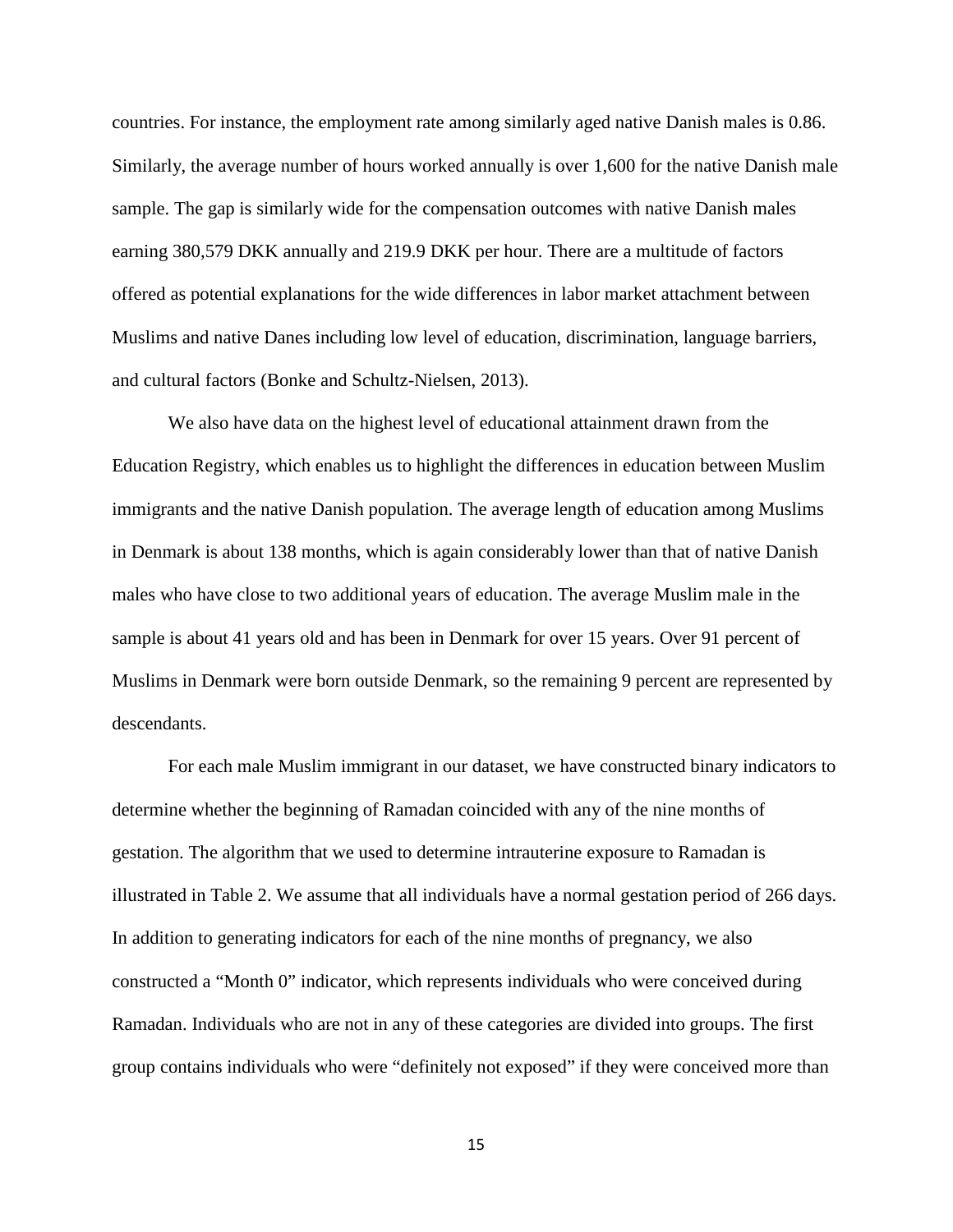countries. For instance, the employment rate among similarly aged native Danish males is 0.86. Similarly, the average number of hours worked annually is over 1,600 for the native Danish male sample. The gap is similarly wide for the compensation outcomes with native Danish males earning 380,579 DKK annually and 219.9 DKK per hour. There are a multitude of factors offered as potential explanations for the wide differences in labor market attachment between Muslims and native Danes including low level of education, discrimination, language barriers, and cultural factors (Bonke and Schultz-Nielsen, 2013).

We also have data on the highest level of educational attainment drawn from the Education Registry, which enables us to highlight the differences in education between Muslim immigrants and the native Danish population. The average length of education among Muslims in Denmark is about 138 months, which is again considerably lower than that of native Danish males who have close to two additional years of education. The average Muslim male in the sample is about 41 years old and has been in Denmark for over 15 years. Over 91 percent of Muslims in Denmark were born outside Denmark, so the remaining 9 percent are represented by descendants.

For each male Muslim immigrant in our dataset, we have constructed binary indicators to determine whether the beginning of Ramadan coincided with any of the nine months of gestation. The algorithm that we used to determine intrauterine exposure to Ramadan is illustrated in Table 2. We assume that all individuals have a normal gestation period of 266 days. In addition to generating indicators for each of the nine months of pregnancy, we also constructed a "Month 0" indicator, which represents individuals who were conceived during Ramadan. Individuals who are not in any of these categories are divided into groups. The first group contains individuals who were "definitely not exposed" if they were conceived more than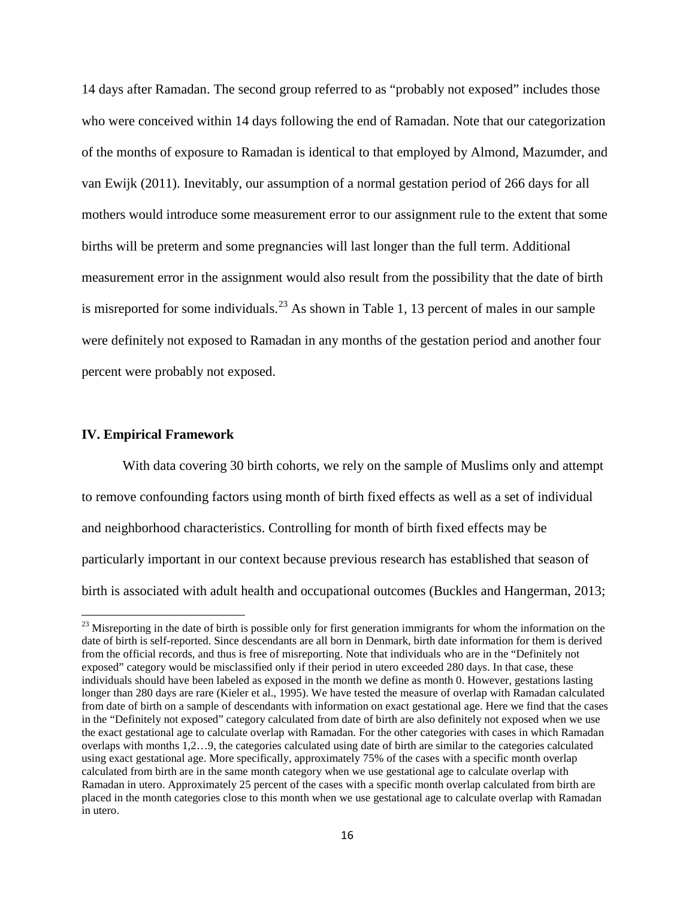14 days after Ramadan. The second group referred to as "probably not exposed" includes those who were conceived within 14 days following the end of Ramadan. Note that our categorization of the months of exposure to Ramadan is identical to that employed by Almond, Mazumder, and van Ewijk (2011). Inevitably, our assumption of a normal gestation period of 266 days for all mothers would introduce some measurement error to our assignment rule to the extent that some births will be preterm and some pregnancies will last longer than the full term. Additional measurement error in the assignment would also result from the possibility that the date of birth is misreported for some individuals.[23] As shown in Table 1, 13 percent of males in our sample were definitely not exposed to Ramadan in any months of the gestation period and another four percent were probably not exposed.

## IV. Empirical Framework

With data covering 30 birth cohorts, we rely on the sample of Muslims only and attempt to remove confounding factors using month of birth fixed effects as well as a set of individual and neighborhood characteristics. Controlling for month of birth fixed effects may be particularly important in our context because previous research has established that season of birth is associated with adult health and occupational outcomes (Buckles and Hangerman, 2013;

[23] Misreporting in the date of birth is possible only for first generation immigrants for whom the information on the date of birth is self-reported. Since descendants are all born in Denmark, birth date information for them is derived from the official records, and thus is free of misreporting. Note that individuals who are in the "Definitely not exposed" category would be misclassified only if their period in utero exceeded 280 days. In that case, these individuals should have been labeled as exposed in the month we define as month 0. However, gestations lasting longer than 280 days are rare (Kieler et al., 1995). We have tested the measure of overlap with Ramadan calculated from date of birth on a sample of descendants with information on exact gestational age. Here we find that the cases in the "Definitely not exposed" category calculated from date of birth are also definitely not exposed when we use the exact gestational age to calculate overlap with Ramadan. For the other categories with cases in which Ramadan overlaps with months 1,2…9, the categories calculated using date of birth are similar to the categories calculated using exact gestational age. More specifically, approximately 75% of the cases with a specific month overlap calculated from birth are in the same month category when we use gestational age to calculate overlap with Ramadan in utero. Approximately 25 percent of the cases with a specific month overlap calculated from birth are placed in the month categories close to this month when we use gestational age to calculate overlap with Ramadan in utero.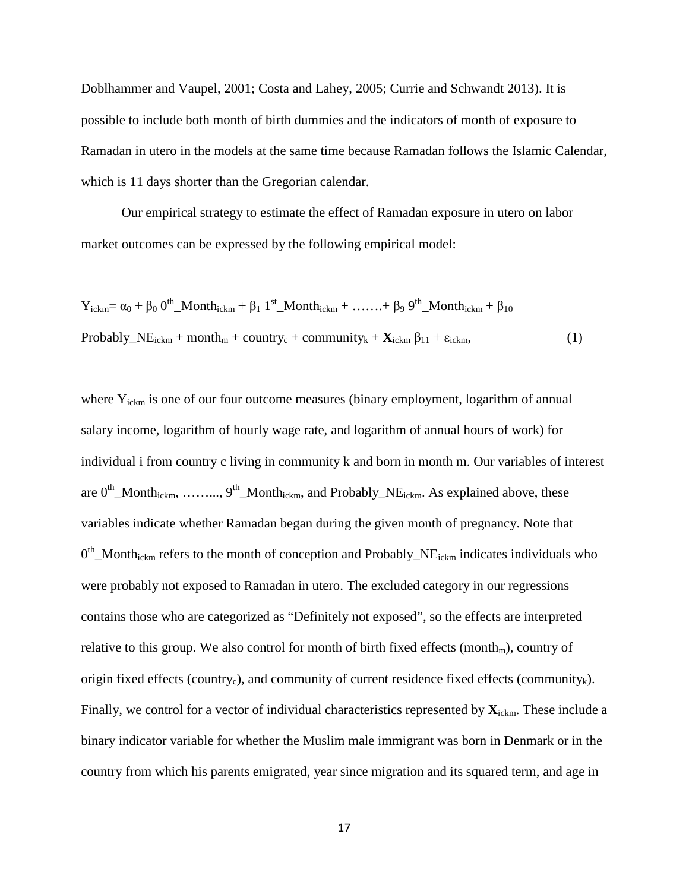Doblhammer and Vaupel, 2001; Costa and Lahey, 2005; Currie and Schwandt 2013). It is possible to include both month of birth dummies and the indicators of month of exposure to Ramadan in utero in the models at the same time because Ramadan follows the Islamic Calendar, which is 11 days shorter than the Gregorian calendar.

Our empirical strategy to estimate the effect of Ramadan exposure in utero on labor market outcomes can be expressed by the following empirical model:

$$Y_{ickm} = \alpha_0 + \beta_0\, 0^{th}\_Month_{ickm} + \beta_1\, 1^{st}\_Month_{ickm} + \ldots\ldots + \beta_9\, 9^{th}\_Month_{ickm} + \beta_{10}\, Probably\_NE_{ickm} + month_m + country_c + community_k + \mathbf{X}_{ickm}\,\beta_{11} + \varepsilon_{ickm}, \qquad (1)$$

where $Y_{ickm}$ is one of our four outcome measures (binary employment, logarithm of annual salary income, logarithm of hourly wage rate, and logarithm of annual hours of work) for individual i from country c living in community k and born in month m. Our variables of interest are $0^{th}\_Month_{ickm}$, ……..., $9^{th}\_Month_{ickm}$, and $Probably\_NE_{ickm}$. As explained above, these variables indicate whether Ramadan began during the given month of pregnancy. Note that $0^{th}\_Month_{ickm}$ refers to the month of conception and $Probably\_NE_{ickm}$ indicates individuals who were probably not exposed to Ramadan in utero. The excluded category in our regressions contains those who are categorized as "Definitely not exposed", so the effects are interpreted relative to this group. We also control for month of birth fixed effects ($month_m$), country of origin fixed effects ($country_c$), and community of current residence fixed effects ($community_k$). Finally, we control for a vector of individual characteristics represented by $\mathbf{X}_{ickm}$. These include a binary indicator variable for whether the Muslim male immigrant was born in Denmark or in the country from which his parents emigrated, year since migration and its squared term, and age in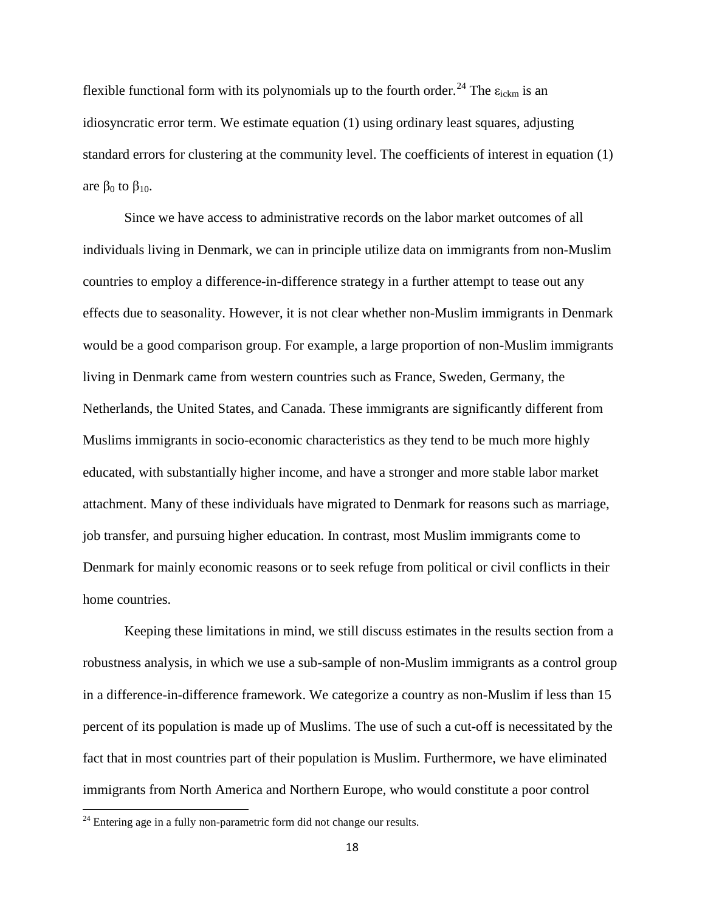flexible functional form with its polynomials up to the fourth order.[24] The $\varepsilon_{ickm}$ is an idiosyncratic error term. We estimate equation (1) using ordinary least squares, adjusting standard errors for clustering at the community level. The coefficients of interest in equation (1) are $\beta_0$ to $\beta_{10}$.

Since we have access to administrative records on the labor market outcomes of all individuals living in Denmark, we can in principle utilize data on immigrants from non-Muslim countries to employ a difference-in-difference strategy in a further attempt to tease out any effects due to seasonality. However, it is not clear whether non-Muslim immigrants in Denmark would be a good comparison group. For example, a large proportion of non-Muslim immigrants living in Denmark came from western countries such as France, Sweden, Germany, the Netherlands, the United States, and Canada. These immigrants are significantly different from Muslims immigrants in socio-economic characteristics as they tend to be much more highly educated, with substantially higher income, and have a stronger and more stable labor market attachment. Many of these individuals have migrated to Denmark for reasons such as marriage, job transfer, and pursuing higher education. In contrast, most Muslim immigrants come to Denmark for mainly economic reasons or to seek refuge from political or civil conflicts in their home countries.

Keeping these limitations in mind, we still discuss estimates in the results section from a robustness analysis, in which we use a sub-sample of non-Muslim immigrants as a control group in a difference-in-difference framework. We categorize a country as non-Muslim if less than 15 percent of its population is made up of Muslims. The use of such a cut-off is necessitated by the fact that in most countries part of their population is Muslim. Furthermore, we have eliminated immigrants from North America and Northern Europe, who would constitute a poor control

[24] Entering age in a fully non-parametric form did not change our results.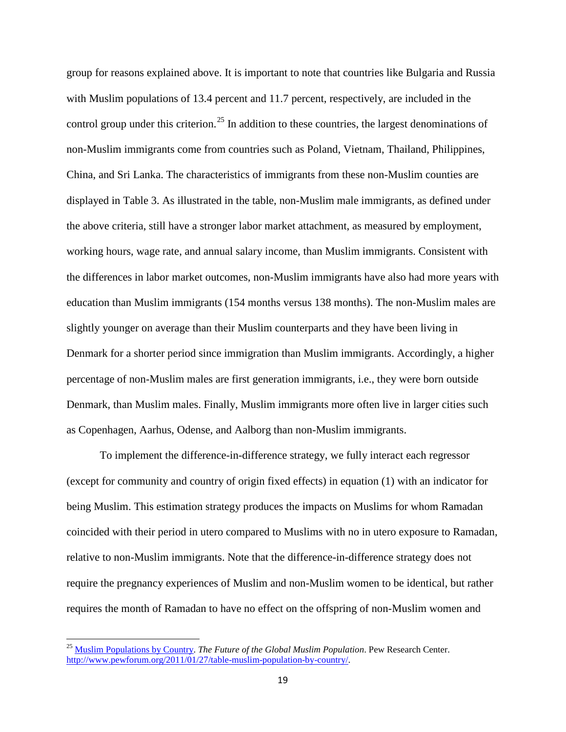group for reasons explained above. It is important to note that countries like Bulgaria and Russia with Muslim populations of 13.4 percent and 11.7 percent, respectively, are included in the control group under this criterion.[25] In addition to these countries, the largest denominations of non-Muslim immigrants come from countries such as Poland, Vietnam, Thailand, Philippines, China, and Sri Lanka. The characteristics of immigrants from these non-Muslim counties are displayed in Table 3. As illustrated in the table, non-Muslim male immigrants, as defined under the above criteria, still have a stronger labor market attachment, as measured by employment, working hours, wage rate, and annual salary income, than Muslim immigrants. Consistent with the differences in labor market outcomes, non-Muslim immigrants have also had more years with education than Muslim immigrants (154 months versus 138 months). The non-Muslim males are slightly younger on average than their Muslim counterparts and they have been living in Denmark for a shorter period since immigration than Muslim immigrants. Accordingly, a higher percentage of non-Muslim males are first generation immigrants, i.e., they were born outside Denmark, than Muslim males. Finally, Muslim immigrants more often live in larger cities such as Copenhagen, Aarhus, Odense, and Aalborg than non-Muslim immigrants.

To implement the difference-in-difference strategy, we fully interact each regressor (except for community and country of origin fixed effects) in equation (1) with an indicator for being Muslim. This estimation strategy produces the impacts on Muslims for whom Ramadan coincided with their period in utero compared to Muslims with no in utero exposure to Ramadan, relative to non-Muslim immigrants. Note that the difference-in-difference strategy does not require the pregnancy experiences of Muslim and non-Muslim women to be identical, but rather requires the month of Ramadan to have no effect on the offspring of non-Muslim women and

---

[25] Muslim Populations by Country. *The Future of the Global Muslim Population*. Pew Research Center. http://www.pewforum.org/2011/01/27/table-muslim-population-by-country/.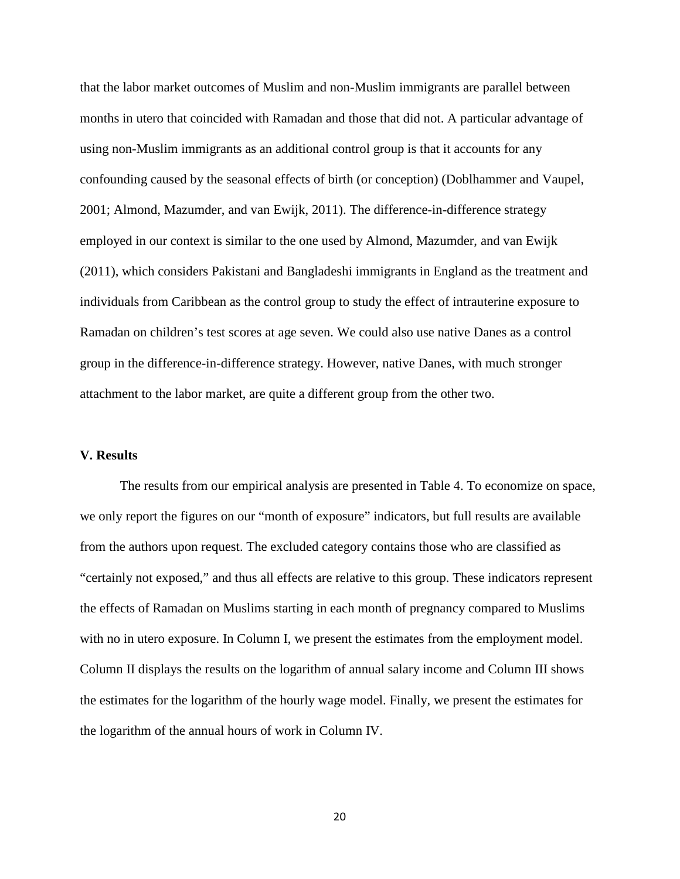that the labor market outcomes of Muslim and non-Muslim immigrants are parallel between months in utero that coincided with Ramadan and those that did not. A particular advantage of using non-Muslim immigrants as an additional control group is that it accounts for any confounding caused by the seasonal effects of birth (or conception) (Doblhammer and Vaupel, 2001; Almond, Mazumder, and van Ewijk, 2011). The difference-in-difference strategy employed in our context is similar to the one used by Almond, Mazumder, and van Ewijk (2011), which considers Pakistani and Bangladeshi immigrants in England as the treatment and individuals from Caribbean as the control group to study the effect of intrauterine exposure to Ramadan on children's test scores at age seven. We could also use native Danes as a control group in the difference-in-difference strategy. However, native Danes, with much stronger attachment to the labor market, are quite a different group from the other two.

## V. Results

The results from our empirical analysis are presented in Table 4. To economize on space, we only report the figures on our "month of exposure" indicators, but full results are available from the authors upon request. The excluded category contains those who are classified as "certainly not exposed," and thus all effects are relative to this group. These indicators represent the effects of Ramadan on Muslims starting in each month of pregnancy compared to Muslims with no in utero exposure. In Column I, we present the estimates from the employment model. Column II displays the results on the logarithm of annual salary income and Column III shows the estimates for the logarithm of the hourly wage model. Finally, we present the estimates for the logarithm of the annual hours of work in Column IV.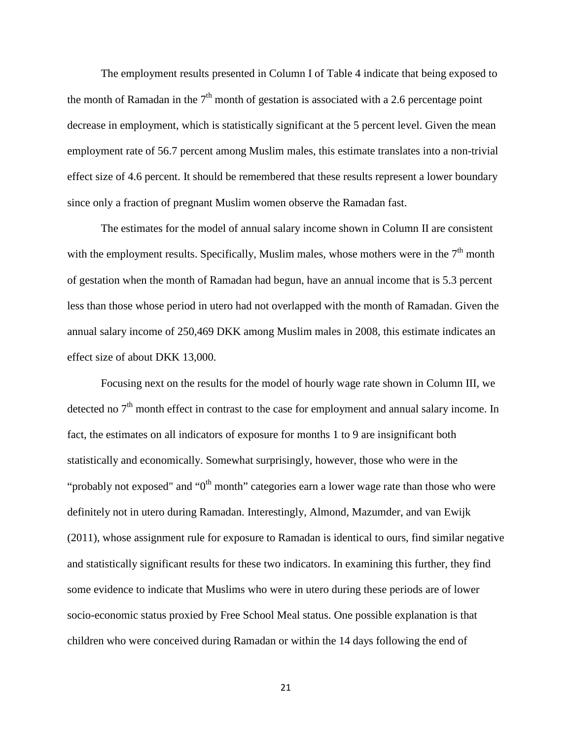The employment results presented in Column I of Table 4 indicate that being exposed to the month of Ramadan in the 7$^{th}$ month of gestation is associated with a 2.6 percentage point decrease in employment, which is statistically significant at the 5 percent level. Given the mean employment rate of 56.7 percent among Muslim males, this estimate translates into a non-trivial effect size of 4.6 percent. It should be remembered that these results represent a lower boundary since only a fraction of pregnant Muslim women observe the Ramadan fast.

The estimates for the model of annual salary income shown in Column II are consistent with the employment results. Specifically, Muslim males, whose mothers were in the 7$^{th}$ month of gestation when the month of Ramadan had begun, have an annual income that is 5.3 percent less than those whose period in utero had not overlapped with the month of Ramadan. Given the annual salary income of 250,469 DKK among Muslim males in 2008, this estimate indicates an effect size of about DKK 13,000.

Focusing next on the results for the model of hourly wage rate shown in Column III, we detected no 7$^{th}$ month effect in contrast to the case for employment and annual salary income. In fact, the estimates on all indicators of exposure for months 1 to 9 are insignificant both statistically and economically. Somewhat surprisingly, however, those who were in the "probably not exposed" and "0$^{th}$ month" categories earn a lower wage rate than those who were definitely not in utero during Ramadan. Interestingly, Almond, Mazumder, and van Ewijk (2011), whose assignment rule for exposure to Ramadan is identical to ours, find similar negative and statistically significant results for these two indicators. In examining this further, they find some evidence to indicate that Muslims who were in utero during these periods are of lower socio-economic status proxied by Free School Meal status. One possible explanation is that children who were conceived during Ramadan or within the 14 days following the end of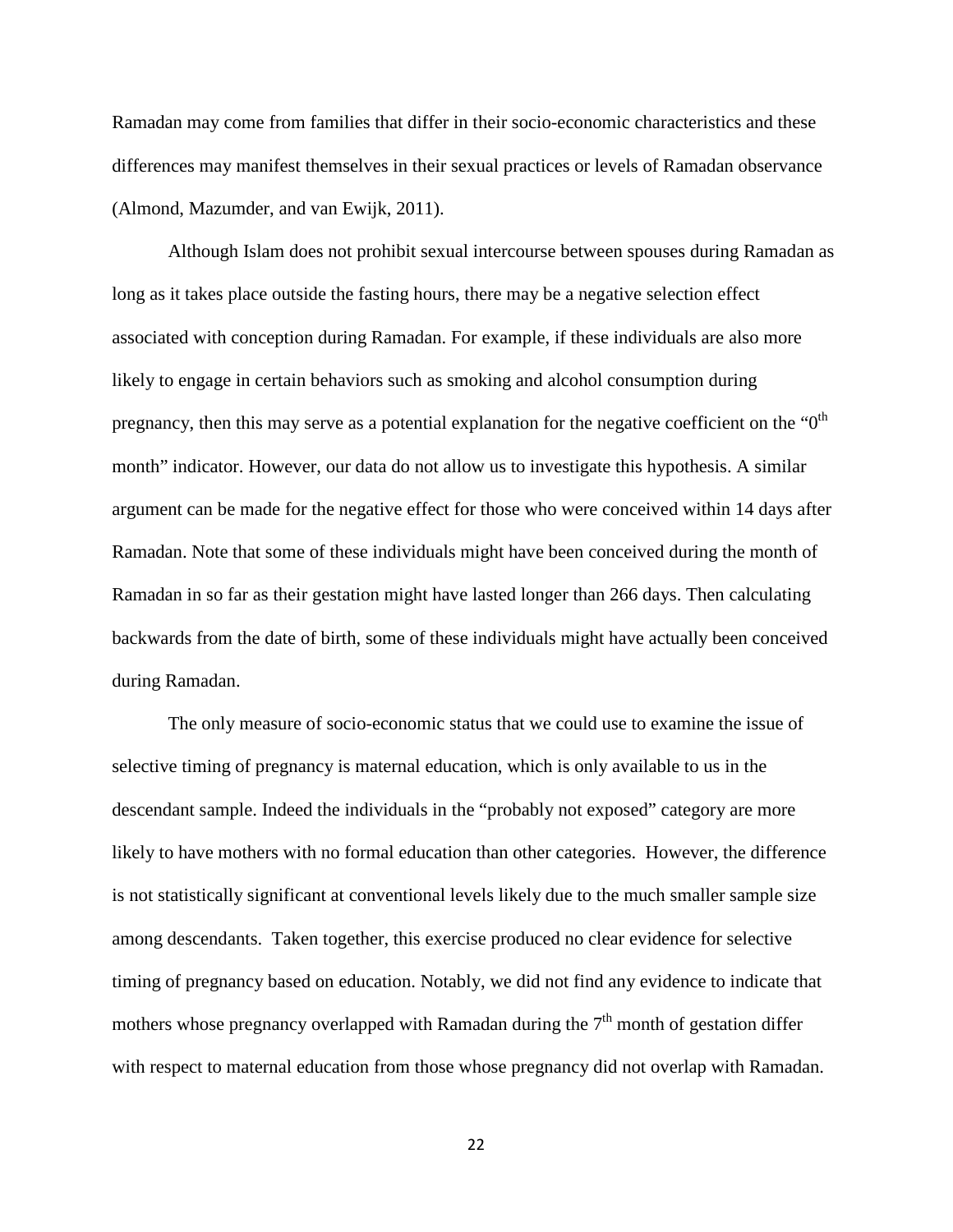Ramadan may come from families that differ in their socio-economic characteristics and these differences may manifest themselves in their sexual practices or levels of Ramadan observance (Almond, Mazumder, and van Ewijk, 2011).

Although Islam does not prohibit sexual intercourse between spouses during Ramadan as long as it takes place outside the fasting hours, there may be a negative selection effect associated with conception during Ramadan. For example, if these individuals are also more likely to engage in certain behaviors such as smoking and alcohol consumption during pregnancy, then this may serve as a potential explanation for the negative coefficient on the "$0^{th}$ month" indicator. However, our data do not allow us to investigate this hypothesis. A similar argument can be made for the negative effect for those who were conceived within 14 days after Ramadan. Note that some of these individuals might have been conceived during the month of Ramadan in so far as their gestation might have lasted longer than 266 days. Then calculating backwards from the date of birth, some of these individuals might have actually been conceived during Ramadan.

The only measure of socio-economic status that we could use to examine the issue of selective timing of pregnancy is maternal education, which is only available to us in the descendant sample. Indeed the individuals in the "probably not exposed" category are more likely to have mothers with no formal education than other categories. However, the difference is not statistically significant at conventional levels likely due to the much smaller sample size among descendants. Taken together, this exercise produced no clear evidence for selective timing of pregnancy based on education. Notably, we did not find any evidence to indicate that mothers whose pregnancy overlapped with Ramadan during the $7^{th}$ month of gestation differ with respect to maternal education from those whose pregnancy did not overlap with Ramadan.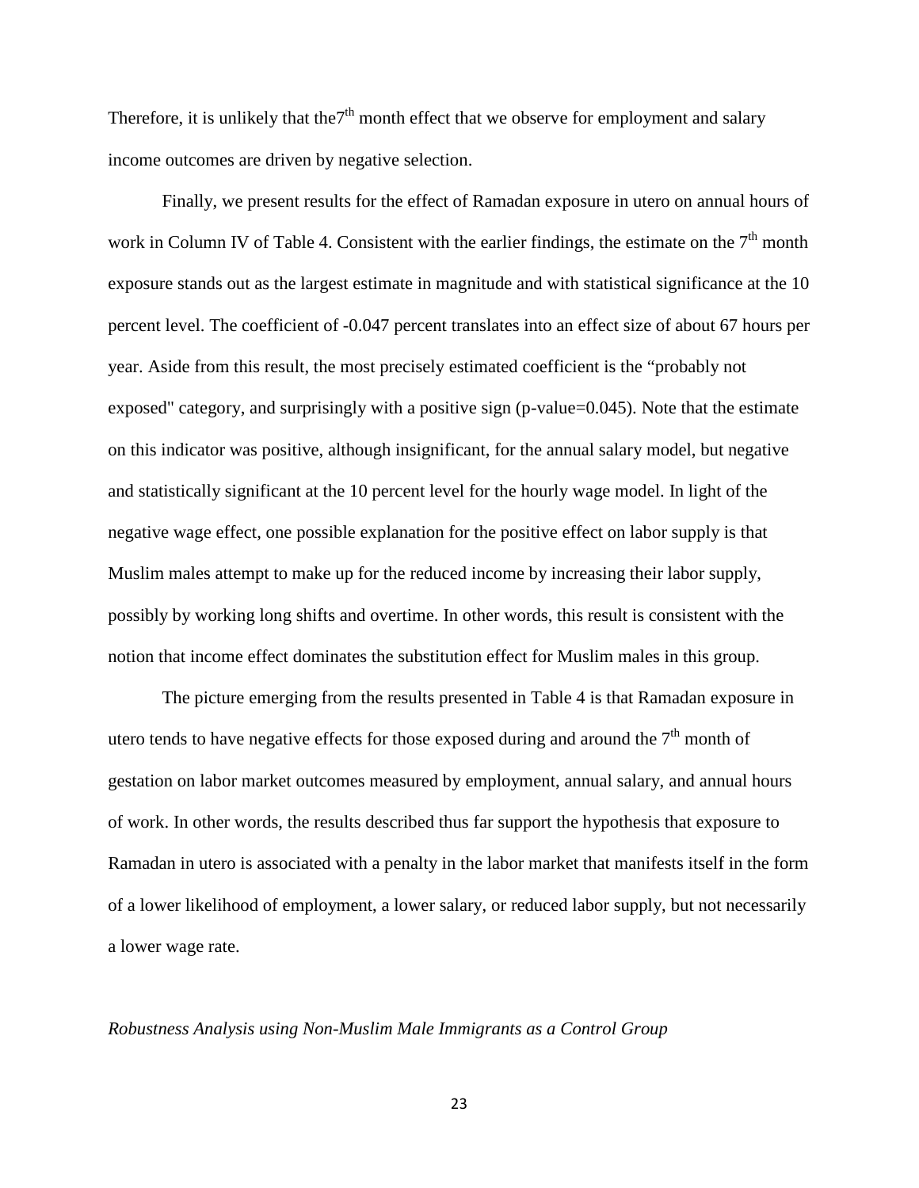Therefore, it is unlikely that the7$^{th}$ month effect that we observe for employment and salary income outcomes are driven by negative selection.

Finally, we present results for the effect of Ramadan exposure in utero on annual hours of work in Column IV of Table 4. Consistent with the earlier findings, the estimate on the 7$^{th}$ month exposure stands out as the largest estimate in magnitude and with statistical significance at the 10 percent level. The coefficient of -0.047 percent translates into an effect size of about 67 hours per year. Aside from this result, the most precisely estimated coefficient is the "probably not exposed" category, and surprisingly with a positive sign (p-value=0.045). Note that the estimate on this indicator was positive, although insignificant, for the annual salary model, but negative and statistically significant at the 10 percent level for the hourly wage model. In light of the negative wage effect, one possible explanation for the positive effect on labor supply is that Muslim males attempt to make up for the reduced income by increasing their labor supply, possibly by working long shifts and overtime. In other words, this result is consistent with the notion that income effect dominates the substitution effect for Muslim males in this group.

The picture emerging from the results presented in Table 4 is that Ramadan exposure in utero tends to have negative effects for those exposed during and around the 7$^{th}$ month of gestation on labor market outcomes measured by employment, annual salary, and annual hours of work. In other words, the results described thus far support the hypothesis that exposure to Ramadan in utero is associated with a penalty in the labor market that manifests itself in the form of a lower likelihood of employment, a lower salary, or reduced labor supply, but not necessarily a lower wage rate.

*Robustness Analysis using Non-Muslim Male Immigrants as a Control Group*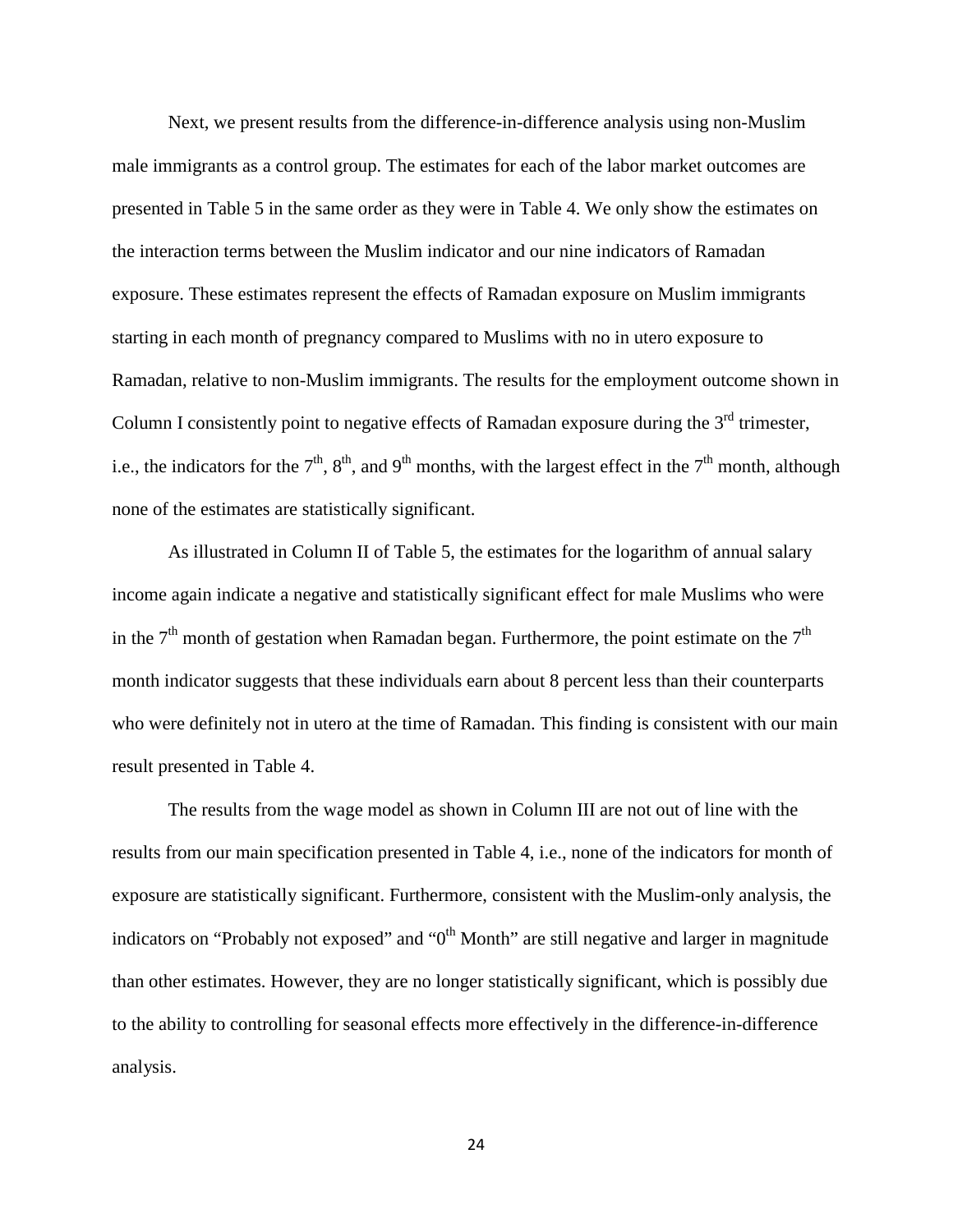Next, we present results from the difference-in-difference analysis using non-Muslim male immigrants as a control group. The estimates for each of the labor market outcomes are presented in Table 5 in the same order as they were in Table 4. We only show the estimates on the interaction terms between the Muslim indicator and our nine indicators of Ramadan exposure. These estimates represent the effects of Ramadan exposure on Muslim immigrants starting in each month of pregnancy compared to Muslims with no in utero exposure to Ramadan, relative to non-Muslim immigrants. The results for the employment outcome shown in Column I consistently point to negative effects of Ramadan exposure during the 3rd trimester, i.e., the indicators for the 7th, 8th, and 9th months, with the largest effect in the 7th month, although none of the estimates are statistically significant.

As illustrated in Column II of Table 5, the estimates for the logarithm of annual salary income again indicate a negative and statistically significant effect for male Muslims who were in the 7th month of gestation when Ramadan began. Furthermore, the point estimate on the 7th month indicator suggests that these individuals earn about 8 percent less than their counterparts who were definitely not in utero at the time of Ramadan. This finding is consistent with our main result presented in Table 4.

The results from the wage model as shown in Column III are not out of line with the results from our main specification presented in Table 4, i.e., none of the indicators for month of exposure are statistically significant. Furthermore, consistent with the Muslim-only analysis, the indicators on "Probably not exposed" and "0th Month" are still negative and larger in magnitude than other estimates. However, they are no longer statistically significant, which is possibly due to the ability to controlling for seasonal effects more effectively in the difference-in-difference analysis.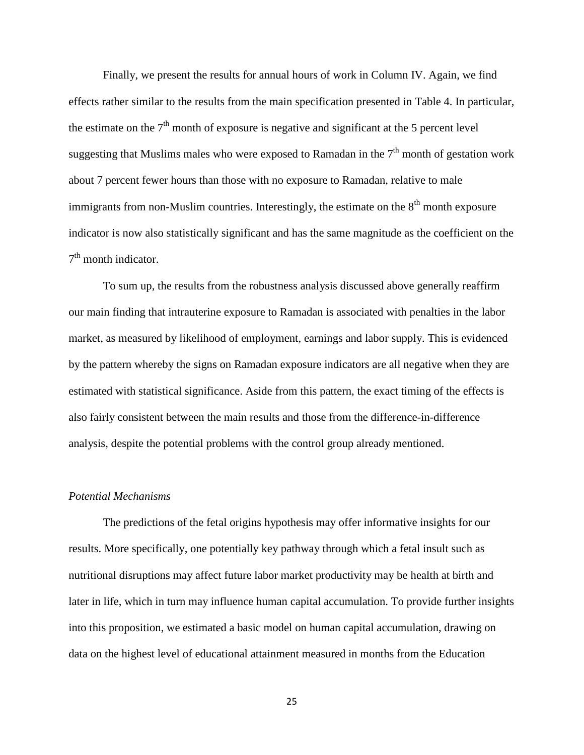Finally, we present the results for annual hours of work in Column IV. Again, we find effects rather similar to the results from the main specification presented in Table 4. In particular, the estimate on the $7^{th}$ month of exposure is negative and significant at the 5 percent level suggesting that Muslims males who were exposed to Ramadan in the $7^{th}$ month of gestation work about 7 percent fewer hours than those with no exposure to Ramadan, relative to male immigrants from non-Muslim countries. Interestingly, the estimate on the $8^{th}$ month exposure indicator is now also statistically significant and has the same magnitude as the coefficient on the $7^{th}$ month indicator.

To sum up, the results from the robustness analysis discussed above generally reaffirm our main finding that intrauterine exposure to Ramadan is associated with penalties in the labor market, as measured by likelihood of employment, earnings and labor supply. This is evidenced by the pattern whereby the signs on Ramadan exposure indicators are all negative when they are estimated with statistical significance. Aside from this pattern, the exact timing of the effects is also fairly consistent between the main results and those from the difference-in-difference analysis, despite the potential problems with the control group already mentioned.

*Potential Mechanisms*

The predictions of the fetal origins hypothesis may offer informative insights for our results. More specifically, one potentially key pathway through which a fetal insult such as nutritional disruptions may affect future labor market productivity may be health at birth and later in life, which in turn may influence human capital accumulation. To provide further insights into this proposition, we estimated a basic model on human capital accumulation, drawing on data on the highest level of educational attainment measured in months from the Education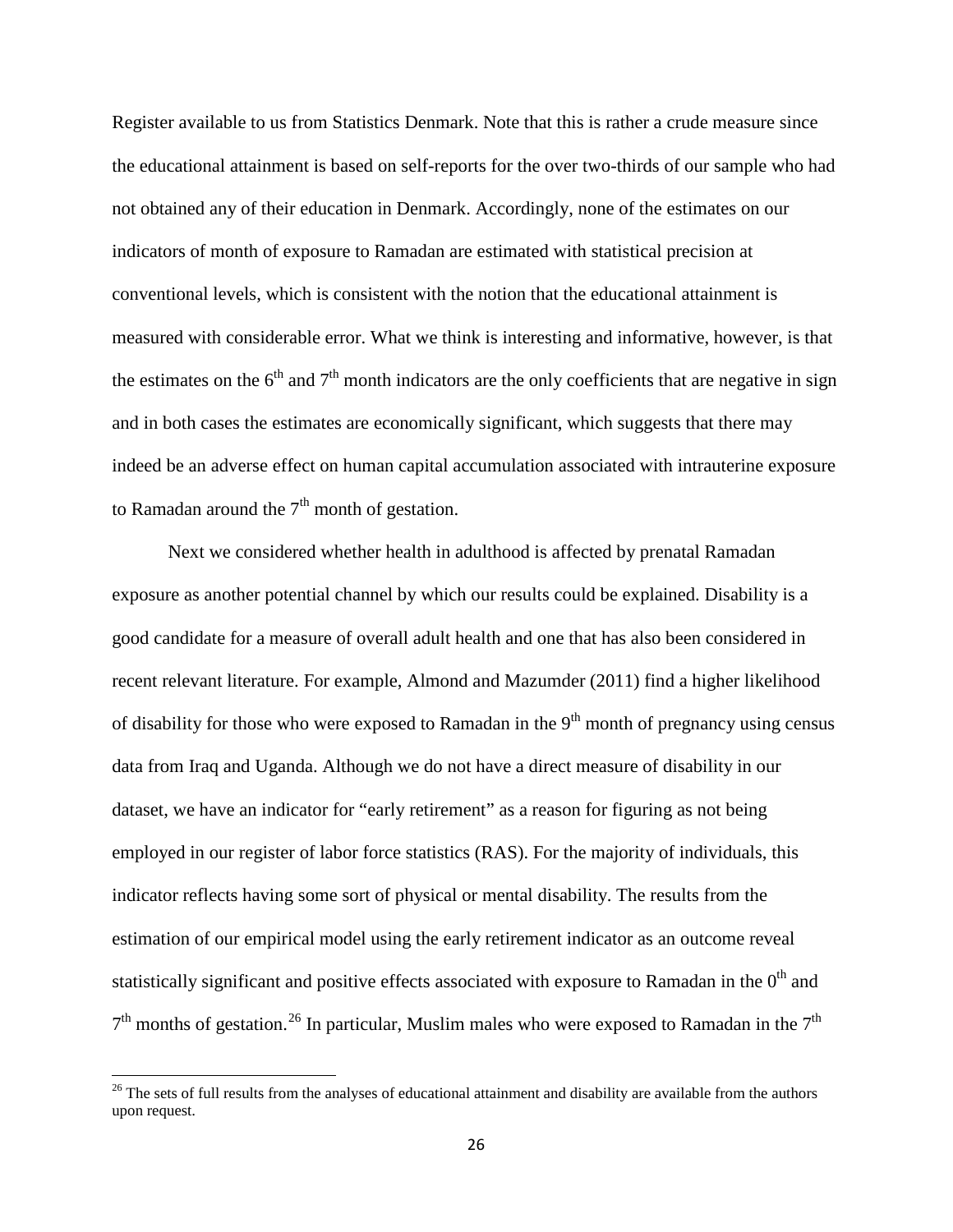Register available to us from Statistics Denmark. Note that this is rather a crude measure since the educational attainment is based on self-reports for the over two-thirds of our sample who had not obtained any of their education in Denmark. Accordingly, none of the estimates on our indicators of month of exposure to Ramadan are estimated with statistical precision at conventional levels, which is consistent with the notion that the educational attainment is measured with considerable error. What we think is interesting and informative, however, is that the estimates on the $6^{th}$ and $7^{th}$ month indicators are the only coefficients that are negative in sign and in both cases the estimates are economically significant, which suggests that there may indeed be an adverse effect on human capital accumulation associated with intrauterine exposure to Ramadan around the $7^{th}$ month of gestation.

Next we considered whether health in adulthood is affected by prenatal Ramadan exposure as another potential channel by which our results could be explained. Disability is a good candidate for a measure of overall adult health and one that has also been considered in recent relevant literature. For example, Almond and Mazumder (2011) find a higher likelihood of disability for those who were exposed to Ramadan in the $9^{th}$ month of pregnancy using census data from Iraq and Uganda. Although we do not have a direct measure of disability in our dataset, we have an indicator for "early retirement" as a reason for figuring as not being employed in our register of labor force statistics (RAS). For the majority of individuals, this indicator reflects having some sort of physical or mental disability. The results from the estimation of our empirical model using the early retirement indicator as an outcome reveal statistically significant and positive effects associated with exposure to Ramadan in the $0^{th}$ and $7^{th}$ months of gestation.[26] In particular, Muslim males who were exposed to Ramadan in the $7^{th}$

[26] The sets of full results from the analyses of educational attainment and disability are available from the authors upon request.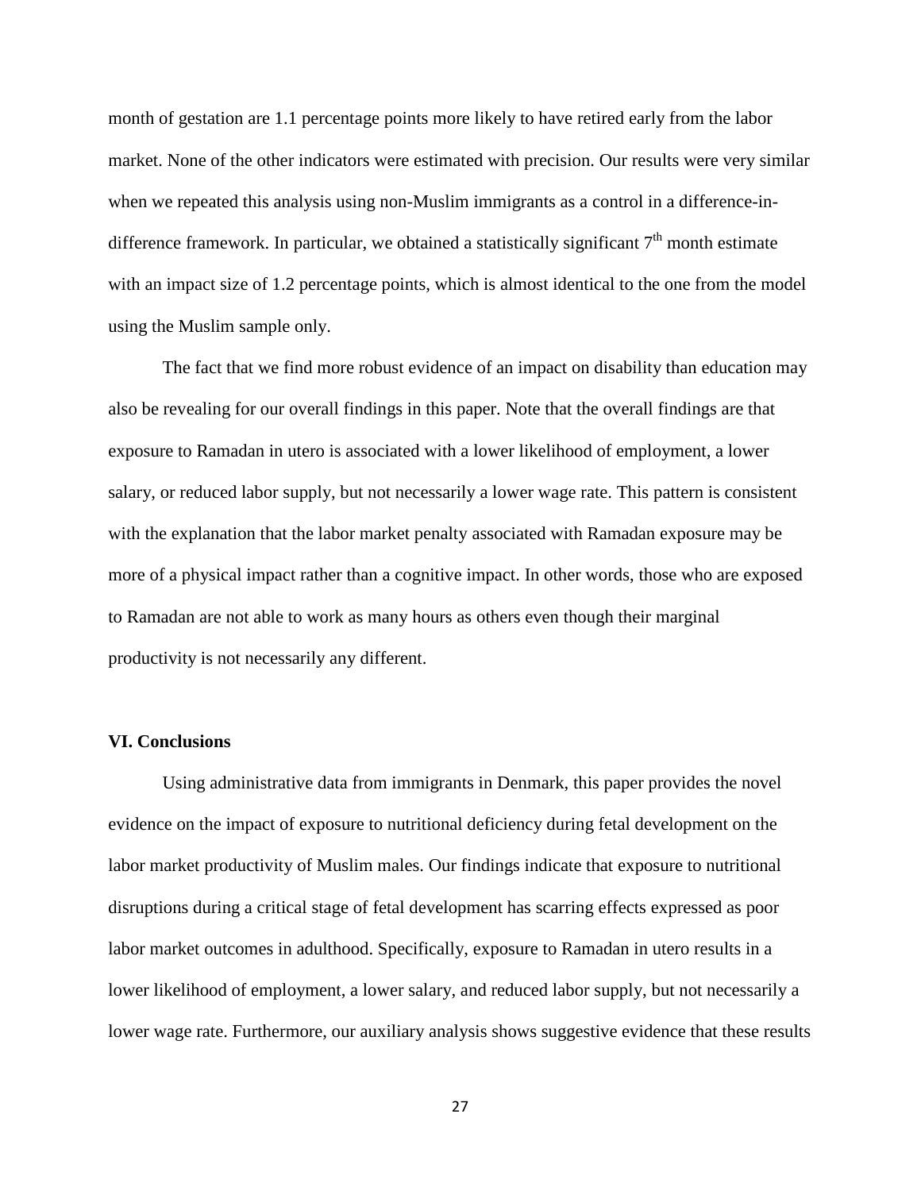month of gestation are 1.1 percentage points more likely to have retired early from the labor market. None of the other indicators were estimated with precision. Our results were very similar when we repeated this analysis using non-Muslim immigrants as a control in a difference-in-difference framework. In particular, we obtained a statistically significant 7th month estimate with an impact size of 1.2 percentage points, which is almost identical to the one from the model using the Muslim sample only.

The fact that we find more robust evidence of an impact on disability than education may also be revealing for our overall findings in this paper. Note that the overall findings are that exposure to Ramadan in utero is associated with a lower likelihood of employment, a lower salary, or reduced labor supply, but not necessarily a lower wage rate. This pattern is consistent with the explanation that the labor market penalty associated with Ramadan exposure may be more of a physical impact rather than a cognitive impact. In other words, those who are exposed to Ramadan are not able to work as many hours as others even though their marginal productivity is not necessarily any different.

## VI. Conclusions

Using administrative data from immigrants in Denmark, this paper provides the novel evidence on the impact of exposure to nutritional deficiency during fetal development on the labor market productivity of Muslim males. Our findings indicate that exposure to nutritional disruptions during a critical stage of fetal development has scarring effects expressed as poor labor market outcomes in adulthood. Specifically, exposure to Ramadan in utero results in a lower likelihood of employment, a lower salary, and reduced labor supply, but not necessarily a lower wage rate. Furthermore, our auxiliary analysis shows suggestive evidence that these results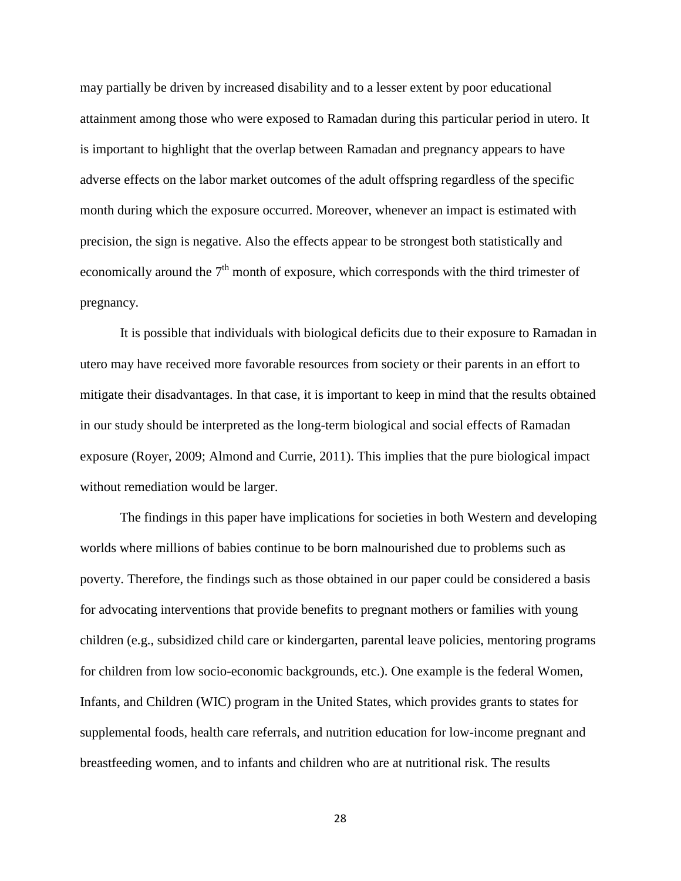may partially be driven by increased disability and to a lesser extent by poor educational attainment among those who were exposed to Ramadan during this particular period in utero. It is important to highlight that the overlap between Ramadan and pregnancy appears to have adverse effects on the labor market outcomes of the adult offspring regardless of the specific month during which the exposure occurred. Moreover, whenever an impact is estimated with precision, the sign is negative. Also the effects appear to be strongest both statistically and economically around the $7^{th}$ month of exposure, which corresponds with the third trimester of pregnancy.

It is possible that individuals with biological deficits due to their exposure to Ramadan in utero may have received more favorable resources from society or their parents in an effort to mitigate their disadvantages. In that case, it is important to keep in mind that the results obtained in our study should be interpreted as the long-term biological and social effects of Ramadan exposure (Royer, 2009; Almond and Currie, 2011). This implies that the pure biological impact without remediation would be larger.

The findings in this paper have implications for societies in both Western and developing worlds where millions of babies continue to be born malnourished due to problems such as poverty. Therefore, the findings such as those obtained in our paper could be considered a basis for advocating interventions that provide benefits to pregnant mothers or families with young children (e.g., subsidized child care or kindergarten, parental leave policies, mentoring programs for children from low socio-economic backgrounds, etc.). One example is the federal Women, Infants, and Children (WIC) program in the United States, which provides grants to states for supplemental foods, health care referrals, and nutrition education for low-income pregnant and breastfeeding women, and to infants and children who are at nutritional risk. The results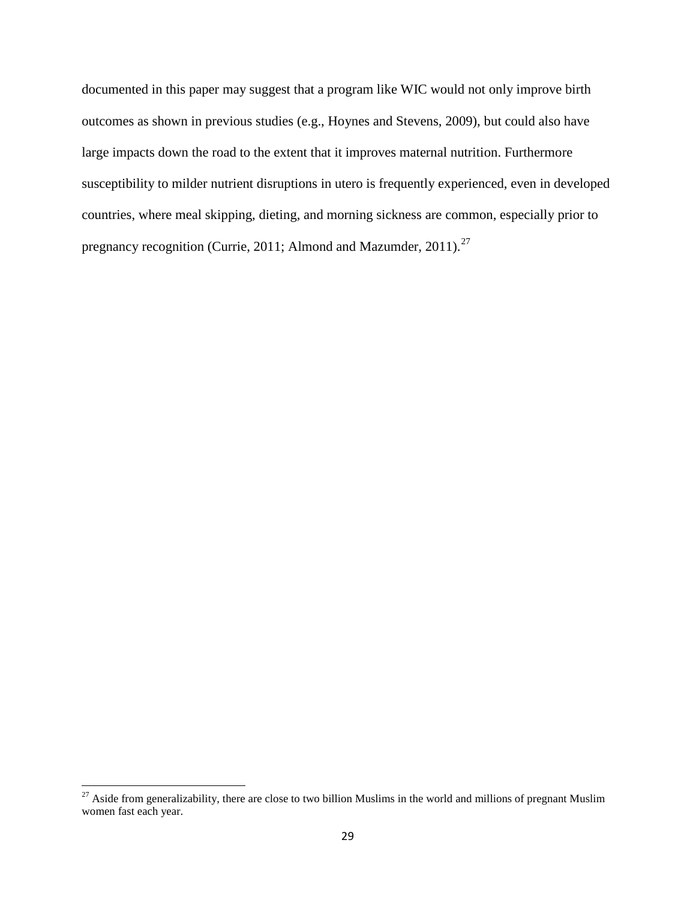documented in this paper may suggest that a program like WIC would not only improve birth outcomes as shown in previous studies (e.g., Hoynes and Stevens, 2009), but could also have large impacts down the road to the extent that it improves maternal nutrition. Furthermore susceptibility to milder nutrient disruptions in utero is frequently experienced, even in developed countries, where meal skipping, dieting, and morning sickness are common, especially prior to pregnancy recognition (Currie, 2011; Almond and Mazumder, 2011).[27]

---

[27] Aside from generalizability, there are close to two billion Muslims in the world and millions of pregnant Muslim women fast each year.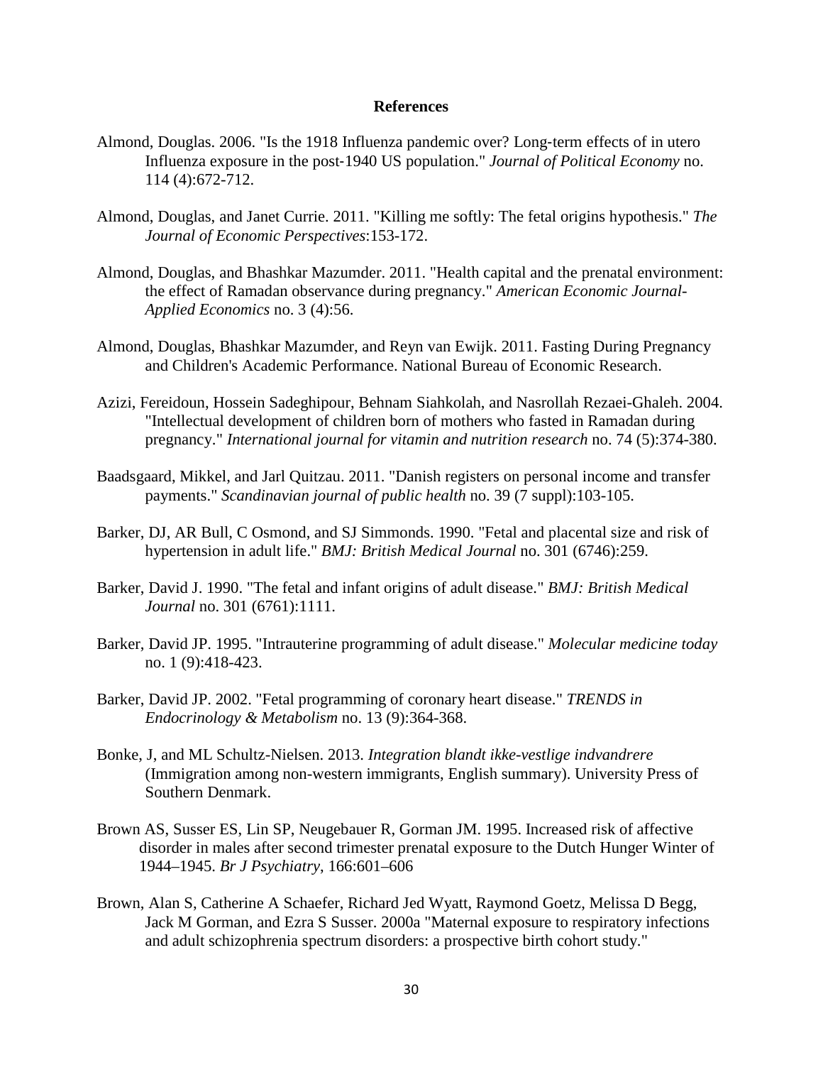# References

Almond, Douglas. 2006. "Is the 1918 Influenza pandemic over? Long-term effects of in utero Influenza exposure in the post-1940 US population." *Journal of Political Economy* no. 114 (4):672-712.

Almond, Douglas, and Janet Currie. 2011. "Killing me softly: The fetal origins hypothesis." *The Journal of Economic Perspectives*:153-172.

Almond, Douglas, and Bhashkar Mazumder. 2011. "Health capital and the prenatal environment: the effect of Ramadan observance during pregnancy." *American Economic Journal-Applied Economics* no. 3 (4):56.

Almond, Douglas, Bhashkar Mazumder, and Reyn van Ewijk. 2011. Fasting During Pregnancy and Children's Academic Performance. National Bureau of Economic Research.

Azizi, Fereidoun, Hossein Sadeghipour, Behnam Siahkolah, and Nasrollah Rezaei-Ghaleh. 2004. "Intellectual development of children born of mothers who fasted in Ramadan during pregnancy." *International journal for vitamin and nutrition research* no. 74 (5):374-380.

Baadsgaard, Mikkel, and Jarl Quitzau. 2011. "Danish registers on personal income and transfer payments." *Scandinavian journal of public health* no. 39 (7 suppl):103-105.

Barker, DJ, AR Bull, C Osmond, and SJ Simmonds. 1990. "Fetal and placental size and risk of hypertension in adult life." *BMJ: British Medical Journal* no. 301 (6746):259.

Barker, David J. 1990. "The fetal and infant origins of adult disease." *BMJ: British Medical Journal* no. 301 (6761):1111.

Barker, David JP. 1995. "Intrauterine programming of adult disease." *Molecular medicine today* no. 1 (9):418-423.

Barker, David JP. 2002. "Fetal programming of coronary heart disease." *TRENDS in Endocrinology & Metabolism* no. 13 (9):364-368.

Bonke, J, and ML Schultz-Nielsen. 2013. *Integration blandt ikke-vestlige indvandrere* (Immigration among non-western immigrants, English summary). University Press of Southern Denmark.

Brown AS, Susser ES, Lin SP, Neugebauer R, Gorman JM. 1995. Increased risk of affective disorder in males after second trimester prenatal exposure to the Dutch Hunger Winter of 1944–1945. *Br J Psychiatry*, 166:601–606

Brown, Alan S, Catherine A Schaefer, Richard Jed Wyatt, Raymond Goetz, Melissa D Begg, Jack M Gorman, and Ezra S Susser. 2000a "Maternal exposure to respiratory infections and adult schizophrenia spectrum disorders: a prospective birth cohort study."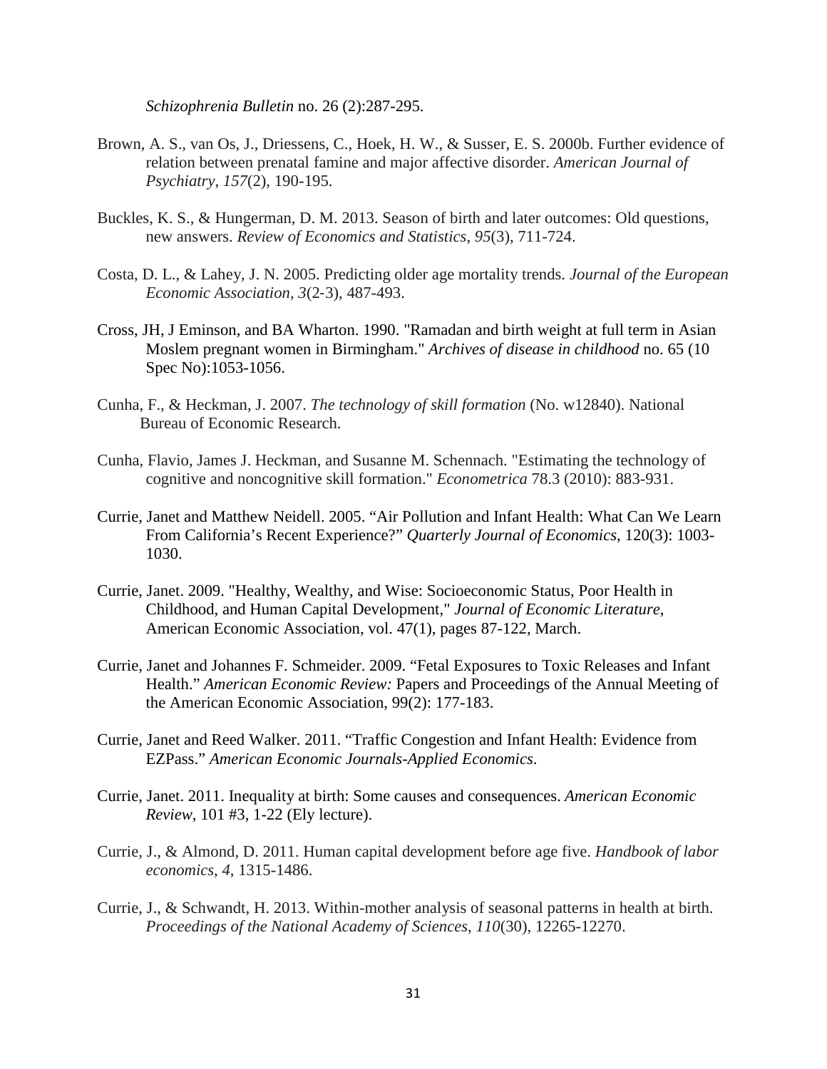*Schizophrenia Bulletin* no. 26 (2):287-295.

Brown, A. S., van Os, J., Driessens, C., Hoek, H. W., & Susser, E. S. 2000b. Further evidence of relation between prenatal famine and major affective disorder. *American Journal of Psychiatry*, *157*(2), 190-195.

Buckles, K. S., & Hungerman, D. M. 2013. Season of birth and later outcomes: Old questions, new answers. *Review of Economics and Statistics*, *95*(3), 711-724.

Costa, D. L., & Lahey, J. N. 2005. Predicting older age mortality trends. *Journal of the European Economic Association*, *3*(2‐3), 487-493.

Cross, JH, J Eminson, and BA Wharton. 1990. "Ramadan and birth weight at full term in Asian Moslem pregnant women in Birmingham." *Archives of disease in childhood* no. 65 (10 Spec No):1053-1056.

Cunha, F., & Heckman, J. 2007. *The technology of skill formation* (No. w12840). National Bureau of Economic Research.

Cunha, Flavio, James J. Heckman, and Susanne M. Schennach. "Estimating the technology of cognitive and noncognitive skill formation." *Econometrica* 78.3 (2010): 883-931.

Currie, Janet and Matthew Neidell. 2005. "Air Pollution and Infant Health: What Can We Learn From California's Recent Experience?" *Quarterly Journal of Economics*, 120(3): 1003-1030.

Currie, Janet. 2009. "Healthy, Wealthy, and Wise: Socioeconomic Status, Poor Health in Childhood, and Human Capital Development," *Journal of Economic Literature*, American Economic Association, vol. 47(1), pages 87-122, March.

Currie, Janet and Johannes F. Schmeider. 2009. "Fetal Exposures to Toxic Releases and Infant Health." *American Economic Review:* Papers and Proceedings of the Annual Meeting of the American Economic Association, 99(2): 177-183.

Currie, Janet and Reed Walker. 2011. "Traffic Congestion and Infant Health: Evidence from EZPass." *American Economic Journals-Applied Economics*.

Currie, Janet. 2011. Inequality at birth: Some causes and consequences. *American Economic Review*, 101 #3, 1-22 (Ely lecture).

Currie, J., & Almond, D. 2011. Human capital development before age five. *Handbook of labor economics*, *4*, 1315-1486.

Currie, J., & Schwandt, H. 2013. Within-mother analysis of seasonal patterns in health at birth. *Proceedings of the National Academy of Sciences*, *110*(30), 12265-12270.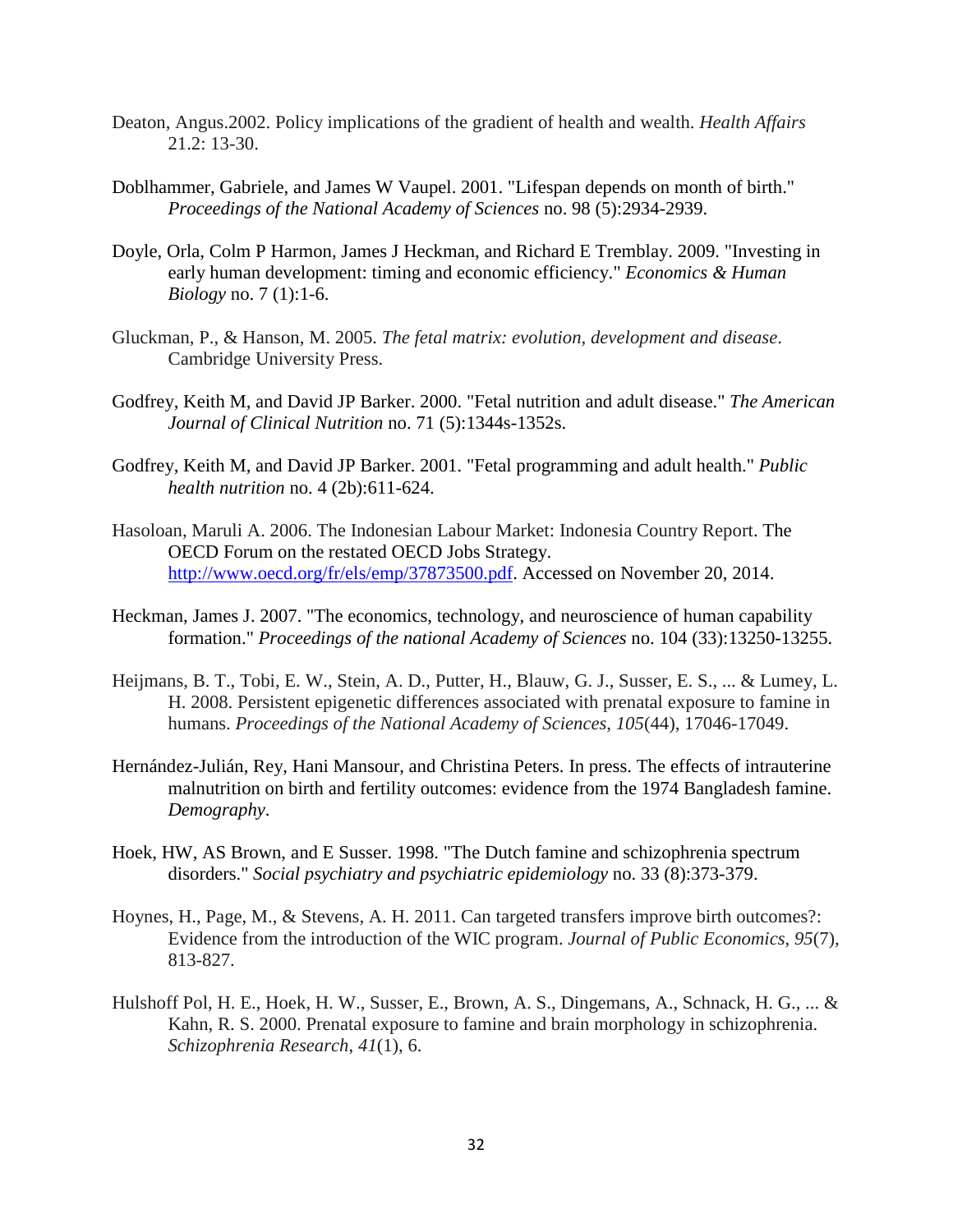Deaton, Angus.2002. Policy implications of the gradient of health and wealth. *Health Affairs* 21.2: 13-30.

Doblhammer, Gabriele, and James W Vaupel. 2001. "Lifespan depends on month of birth." *Proceedings of the National Academy of Sciences* no. 98 (5):2934-2939.

Doyle, Orla, Colm P Harmon, James J Heckman, and Richard E Tremblay. 2009. "Investing in early human development: timing and economic efficiency." *Economics & Human Biology* no. 7 (1):1-6.

Gluckman, P., & Hanson, M. 2005. *The fetal matrix: evolution, development and disease*. Cambridge University Press.

Godfrey, Keith M, and David JP Barker. 2000. "Fetal nutrition and adult disease." *The American Journal of Clinical Nutrition* no. 71 (5):1344s-1352s.

Godfrey, Keith M, and David JP Barker. 2001. "Fetal programming and adult health." *Public health nutrition* no. 4 (2b):611-624.

Hasoloan, Maruli A. 2006. The Indonesian Labour Market: Indonesia Country Report. The OECD Forum on the restated OECD Jobs Strategy. http://www.oecd.org/fr/els/emp/37873500.pdf. Accessed on November 20, 2014.

Heckman, James J. 2007. "The economics, technology, and neuroscience of human capability formation." *Proceedings of the national Academy of Sciences* no. 104 (33):13250-13255.

Heijmans, B. T., Tobi, E. W., Stein, A. D., Putter, H., Blauw, G. J., Susser, E. S., ... & Lumey, L. H. 2008. Persistent epigenetic differences associated with prenatal exposure to famine in humans. *Proceedings of the National Academy of Sciences*, *105*(44), 17046-17049.

Hernández-Julián, Rey, Hani Mansour, and Christina Peters. In press. The effects of intrauterine malnutrition on birth and fertility outcomes: evidence from the 1974 Bangladesh famine. *Demography*.

Hoek, HW, AS Brown, and E Susser. 1998. "The Dutch famine and schizophrenia spectrum disorders." *Social psychiatry and psychiatric epidemiology* no. 33 (8):373-379.

Hoynes, H., Page, M., & Stevens, A. H. 2011. Can targeted transfers improve birth outcomes?: Evidence from the introduction of the WIC program. *Journal of Public Economics*, *95*(7), 813-827.

Hulshoff Pol, H. E., Hoek, H. W., Susser, E., Brown, A. S., Dingemans, A., Schnack, H. G., ... & Kahn, R. S. 2000. Prenatal exposure to famine and brain morphology in schizophrenia. *Schizophrenia Research*, *41*(1), 6.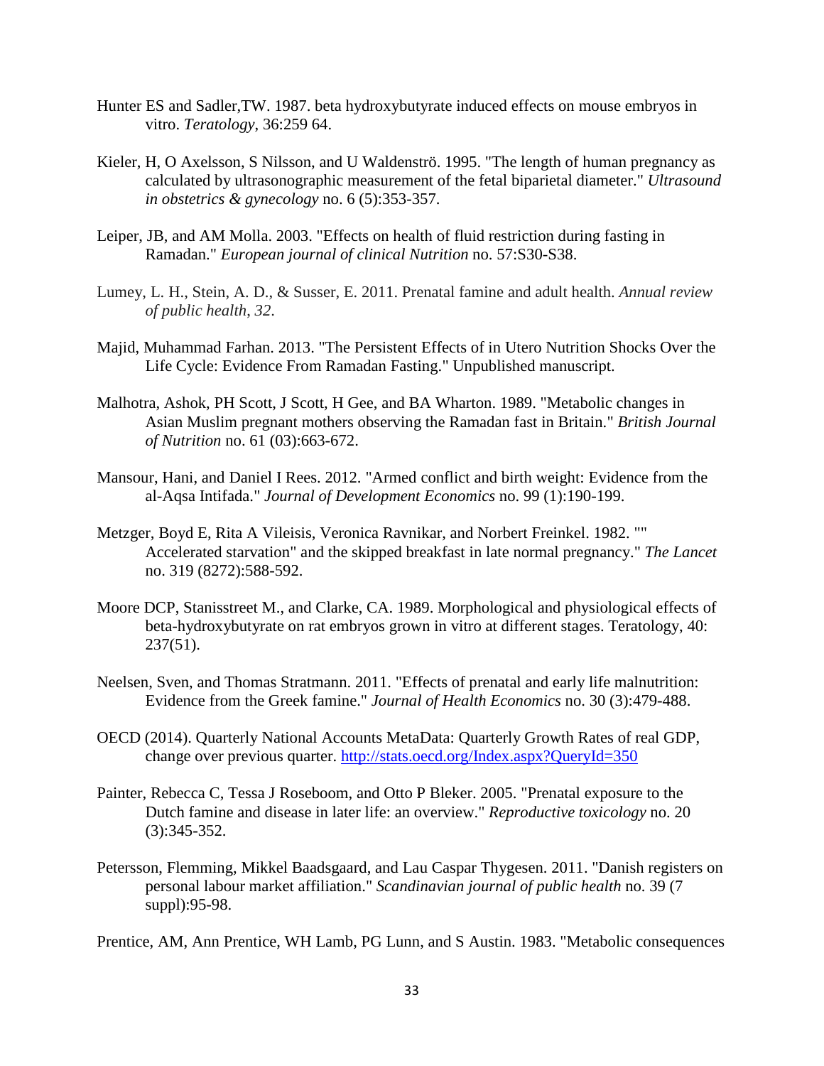Hunter ES and Sadler,TW. 1987. beta hydroxybutyrate induced effects on mouse embryos in vitro. *Teratology*, 36:259 64.

Kieler, H, O Axelsson, S Nilsson, and U Waldenströ. 1995. "The length of human pregnancy as calculated by ultrasonographic measurement of the fetal biparietal diameter." *Ultrasound in obstetrics & gynecology* no. 6 (5):353-357.

Leiper, JB, and AM Molla. 2003. "Effects on health of fluid restriction during fasting in Ramadan." *European journal of clinical Nutrition* no. 57:S30-S38.

Lumey, L. H., Stein, A. D., & Susser, E. 2011. Prenatal famine and adult health. *Annual review of public health*, *32*.

Majid, Muhammad Farhan. 2013. "The Persistent Effects of in Utero Nutrition Shocks Over the Life Cycle: Evidence From Ramadan Fasting." Unpublished manuscript.

Malhotra, Ashok, PH Scott, J Scott, H Gee, and BA Wharton. 1989. "Metabolic changes in Asian Muslim pregnant mothers observing the Ramadan fast in Britain." *British Journal of Nutrition* no. 61 (03):663-672.

Mansour, Hani, and Daniel I Rees. 2012. "Armed conflict and birth weight: Evidence from the al-Aqsa Intifada." *Journal of Development Economics* no. 99 (1):190-199.

Metzger, Boyd E, Rita A Vileisis, Veronica Ravnikar, and Norbert Freinkel. 1982. "" Accelerated starvation" and the skipped breakfast in late normal pregnancy." *The Lancet* no. 319 (8272):588-592.

Moore DCP, Stanisstreet M., and Clarke, CA. 1989. Morphological and physiological effects of beta-hydroxybutyrate on rat embryos grown in vitro at different stages. Teratology, 40: 237(51).

Neelsen, Sven, and Thomas Stratmann. 2011. "Effects of prenatal and early life malnutrition: Evidence from the Greek famine." *Journal of Health Economics* no. 30 (3):479-488.

OECD (2014). Quarterly National Accounts MetaData: Quarterly Growth Rates of real GDP, change over previous quarter. http://stats.oecd.org/Index.aspx?QueryId=350

Painter, Rebecca C, Tessa J Roseboom, and Otto P Bleker. 2005. "Prenatal exposure to the Dutch famine and disease in later life: an overview." *Reproductive toxicology* no. 20 (3):345-352.

Petersson, Flemming, Mikkel Baadsgaard, and Lau Caspar Thygesen. 2011. "Danish registers on personal labour market affiliation." *Scandinavian journal of public health* no. 39 (7 suppl):95-98.

Prentice, AM, Ann Prentice, WH Lamb, PG Lunn, and S Austin. 1983. "Metabolic consequences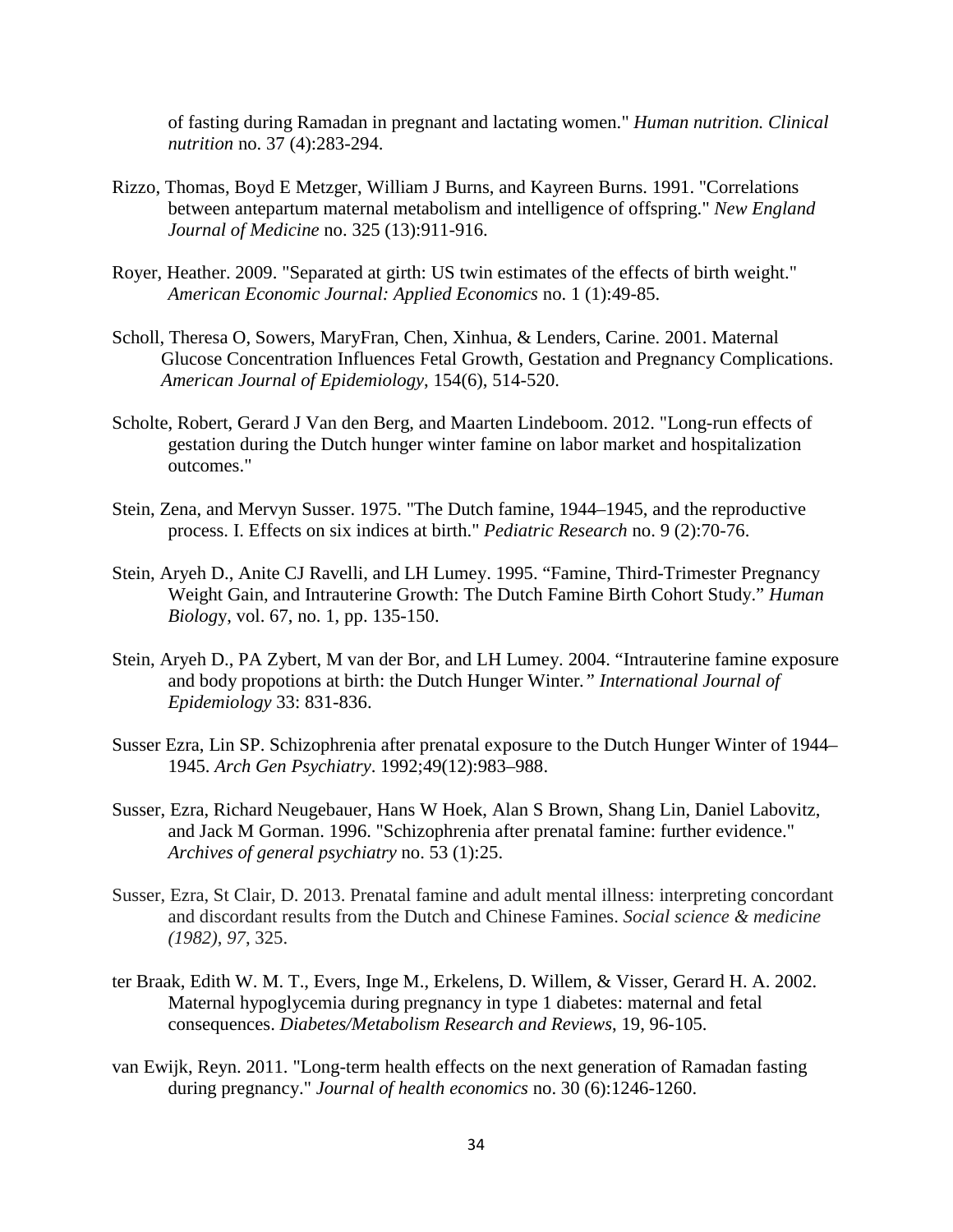of fasting during Ramadan in pregnant and lactating women." *Human nutrition. Clinical nutrition* no. 37 (4):283-294.

Rizzo, Thomas, Boyd E Metzger, William J Burns, and Kayreen Burns. 1991. "Correlations between antepartum maternal metabolism and intelligence of offspring." *New England Journal of Medicine* no. 325 (13):911-916.

Royer, Heather. 2009. "Separated at girth: US twin estimates of the effects of birth weight." *American Economic Journal: Applied Economics* no. 1 (1):49-85.

Scholl, Theresa O, Sowers, MaryFran, Chen, Xinhua, & Lenders, Carine. 2001. Maternal Glucose Concentration Influences Fetal Growth, Gestation and Pregnancy Complications. *American Journal of Epidemiology*, 154(6), 514-520.

Scholte, Robert, Gerard J Van den Berg, and Maarten Lindeboom. 2012. "Long-run effects of gestation during the Dutch hunger winter famine on labor market and hospitalization outcomes."

Stein, Zena, and Mervyn Susser. 1975. "The Dutch famine, 1944–1945, and the reproductive process. I. Effects on six indices at birth." *Pediatric Research* no. 9 (2):70-76.

Stein, Aryeh D., Anite CJ Ravelli, and LH Lumey. 1995. "Famine, Third-Trimester Pregnancy Weight Gain, and Intrauterine Growth: The Dutch Famine Birth Cohort Study." *Human Biology*, vol. 67, no. 1, pp. 135-150.

Stein, Aryeh D., PA Zybert, M van der Bor, and LH Lumey. 2004. "Intrauterine famine exposure and body propotions at birth: the Dutch Hunger Winter*." International Journal of Epidemiology* 33: 831-836.

Susser Ezra, Lin SP. Schizophrenia after prenatal exposure to the Dutch Hunger Winter of 1944–1945. *Arch Gen Psychiatry*. 1992;49(12):983–988.

Susser, Ezra, Richard Neugebauer, Hans W Hoek, Alan S Brown, Shang Lin, Daniel Labovitz, and Jack M Gorman. 1996. "Schizophrenia after prenatal famine: further evidence." *Archives of general psychiatry* no. 53 (1):25.

Susser, Ezra, St Clair, D. 2013. Prenatal famine and adult mental illness: interpreting concordant and discordant results from the Dutch and Chinese Famines. *Social science & medicine (1982)*, *97*, 325.

ter Braak, Edith W. M. T., Evers, Inge M., Erkelens, D. Willem, & Visser, Gerard H. A. 2002. Maternal hypoglycemia during pregnancy in type 1 diabetes: maternal and fetal consequences. *Diabetes/Metabolism Research and Reviews*, 19, 96-105.

van Ewijk, Reyn. 2011. "Long-term health effects on the next generation of Ramadan fasting during pregnancy." *Journal of health economics* no. 30 (6):1246-1260.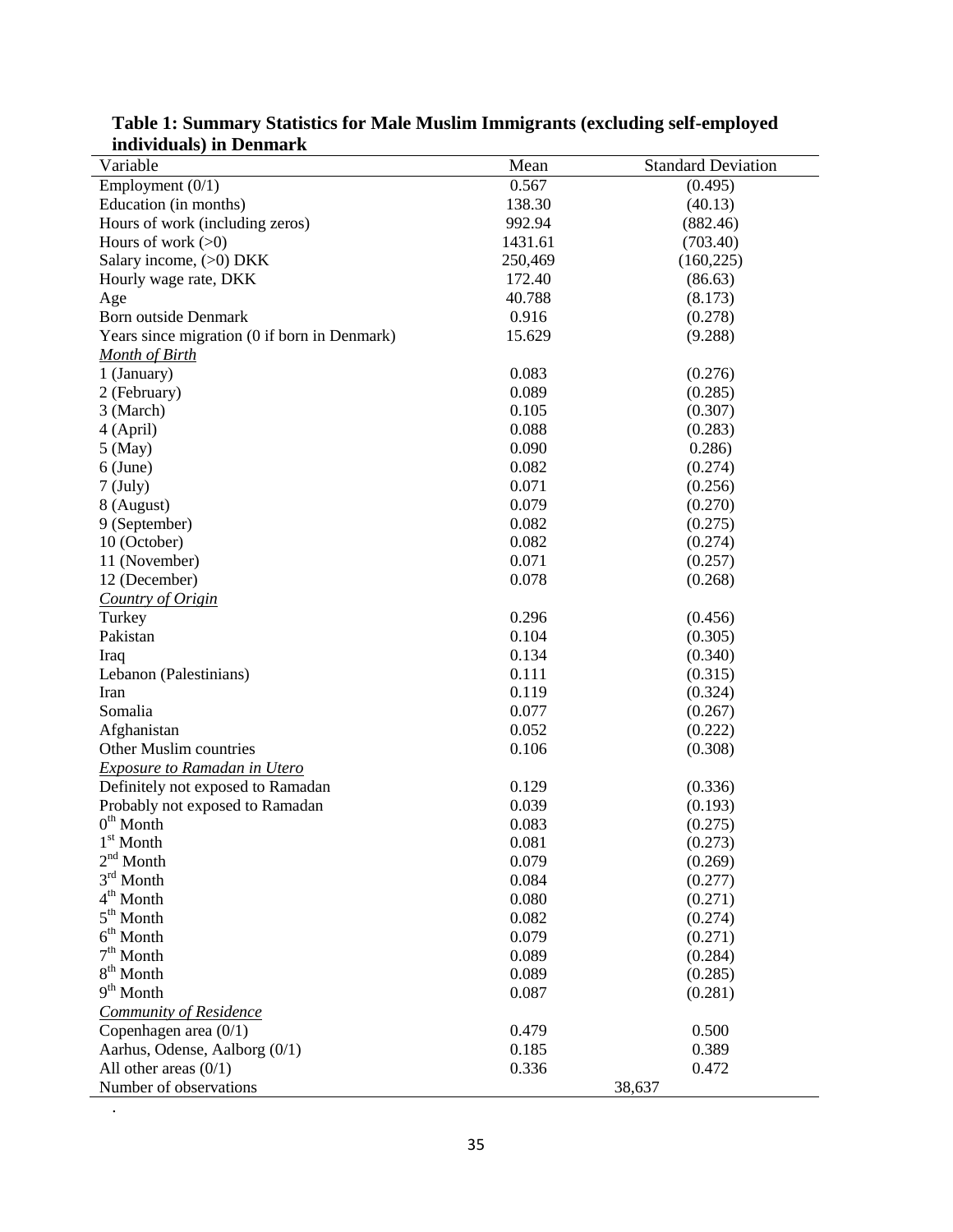**Table 1: Summary Statistics for Male Muslim Immigrants (excluding self-employed individuals) in Denmark**

| Variable | Mean | Standard Deviation |
|---|---|---|
| Employment (0/1) | 0.567 | (0.495) |
| Education (in months) | 138.30 | (40.13) |
| Hours of work (including zeros) | 992.94 | (882.46) |
| Hours of work (>0) | 1431.61 | (703.40) |
| Salary income, (>0) DKK | 250,469 | (160,225) |
| Hourly wage rate, DKK | 172.40 | (86.63) |
| Age | 40.788 | (8.173) |
| Born outside Denmark | 0.916 | (0.278) |
| Years since migration (0 if born in Denmark) | 15.629 | (9.288) |
| *Month of Birth* | | |
| 1 (January) | 0.083 | (0.276) |
| 2 (February) | 0.089 | (0.285) |
| 3 (March) | 0.105 | (0.307) |
| 4 (April) | 0.088 | (0.283) |
| 5 (May) | 0.090 | 0.286) |
| 6 (June) | 0.082 | (0.274) |
| 7 (July) | 0.071 | (0.256) |
| 8 (August) | 0.079 | (0.270) |
| 9 (September) | 0.082 | (0.275) |
| 10 (October) | 0.082 | (0.274) |
| 11 (November) | 0.071 | (0.257) |
| 12 (December) | 0.078 | (0.268) |
| *Country of Origin* | | |
| Turkey | 0.296 | (0.456) |
| Pakistan | 0.104 | (0.305) |
| Iraq | 0.134 | (0.340) |
| Lebanon (Palestinians) | 0.111 | (0.315) |
| Iran | 0.119 | (0.324) |
| Somalia | 0.077 | (0.267) |
| Afghanistan | 0.052 | (0.222) |
| Other Muslim countries | 0.106 | (0.308) |
| *Exposure to Ramadan in Utero* | | |
| Definitely not exposed to Ramadan | 0.129 | (0.336) |
| Probably not exposed to Ramadan | 0.039 | (0.193) |
| $0^{th}$ Month | 0.083 | (0.275) |
| $1^{st}$ Month | 0.081 | (0.273) |
| $2^{nd}$ Month | 0.079 | (0.269) |
| $3^{rd}$ Month | 0.084 | (0.277) |
| $4^{th}$ Month | 0.080 | (0.271) |
| $5^{th}$ Month | 0.082 | (0.274) |
| $6^{th}$ Month | 0.079 | (0.271) |
| $7^{th}$ Month | 0.089 | (0.284) |
| $8^{th}$ Month | 0.089 | (0.285) |
| $9^{th}$ Month | 0.087 | (0.281) |
| *Community of Residence* | | |
| Copenhagen area (0/1) | 0.479 | 0.500 |
| Aarhus, Odense, Aalborg (0/1) | 0.185 | 0.389 |
| All other areas (0/1) | 0.336 | 0.472 |
| Number of observations | 38,637 | |

.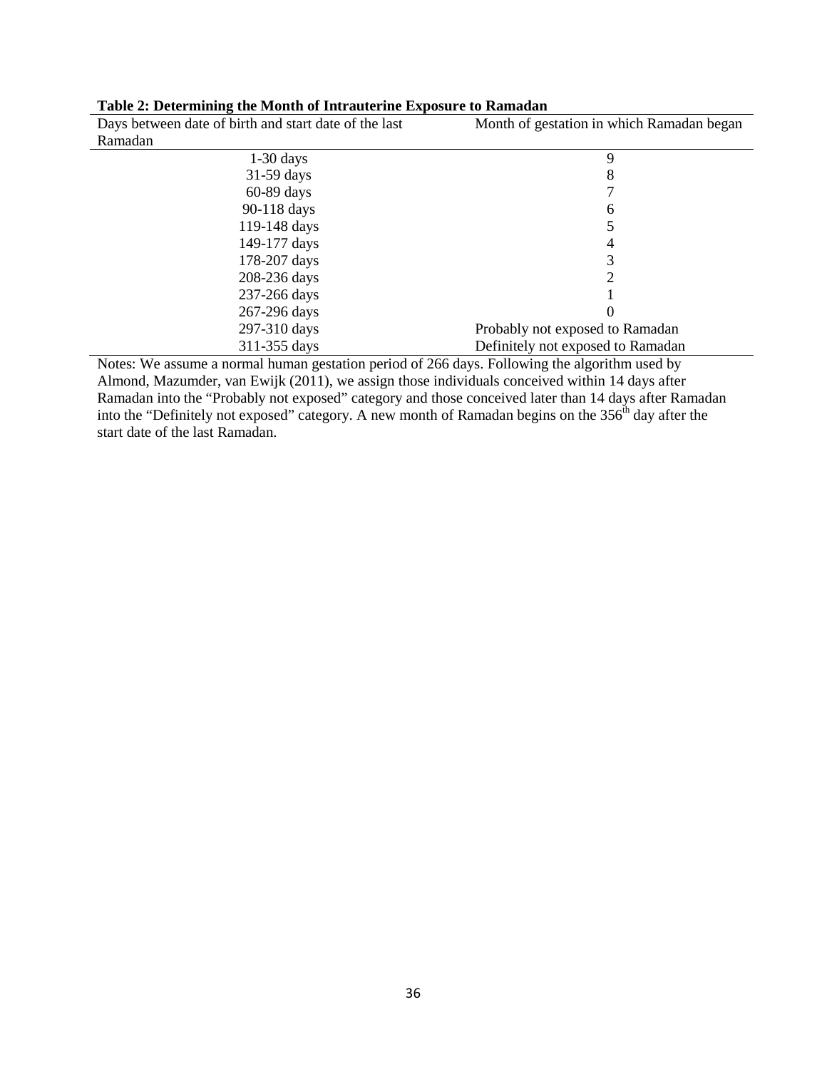**Table 2: Determining the Month of Intrauterine Exposure to Ramadan**

| Days between date of birth and start date of the last Ramadan | Month of gestation in which Ramadan began |
|---|---|
| 1-30 days | 9 |
| 31-59 days | 8 |
| 60-89 days | 7 |
| 90-118 days | 6 |
| 119-148 days | 5 |
| 149-177 days | 4 |
| 178-207 days | 3 |
| 208-236 days | 2 |
| 237-266 days | 1 |
| 267-296 days | 0 |
| 297-310 days | Probably not exposed to Ramadan |
| 311-355 days | Definitely not exposed to Ramadan |

Notes: We assume a normal human gestation period of 266 days. Following the algorithm used by Almond, Mazumder, van Ewijk (2011), we assign those individuals conceived within 14 days after Ramadan into the "Probably not exposed" category and those conceived later than 14 days after Ramadan into the "Definitely not exposed" category. A new month of Ramadan begins on the 356th day after the start date of the last Ramadan.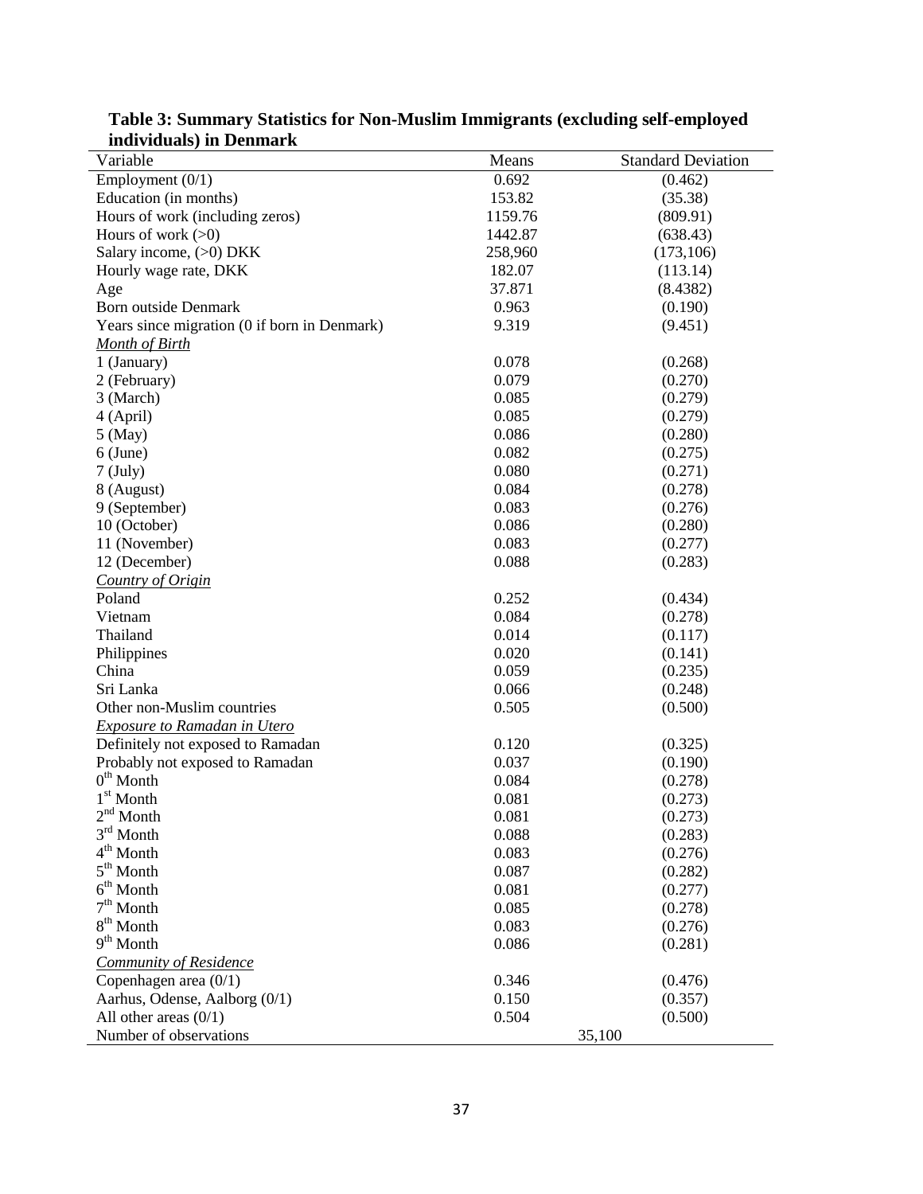**Table 3: Summary Statistics for Non-Muslim Immigrants (excluding self-employed individuals) in Denmark**

| Variable | Means | Standard Deviation |
|---|---|---|
| Employment (0/1) | 0.692 | (0.462) |
| Education (in months) | 153.82 | (35.38) |
| Hours of work (including zeros) | 1159.76 | (809.91) |
| Hours of work (>0) | 1442.87 | (638.43) |
| Salary income, (>0) DKK | 258,960 | (173,106) |
| Hourly wage rate, DKK | 182.07 | (113.14) |
| Age | 37.871 | (8.4382) |
| Born outside Denmark | 0.963 | (0.190) |
| Years since migration (0 if born in Denmark) | 9.319 | (9.451) |
| *Month of Birth* | | |
| 1 (January) | 0.078 | (0.268) |
| 2 (February) | 0.079 | (0.270) |
| 3 (March) | 0.085 | (0.279) |
| 4 (April) | 0.085 | (0.279) |
| 5 (May) | 0.086 | (0.280) |
| 6 (June) | 0.082 | (0.275) |
| 7 (July) | 0.080 | (0.271) |
| 8 (August) | 0.084 | (0.278) |
| 9 (September) | 0.083 | (0.276) |
| 10 (October) | 0.086 | (0.280) |
| 11 (November) | 0.083 | (0.277) |
| 12 (December) | 0.088 | (0.283) |
| *Country of Origin* | | |
| Poland | 0.252 | (0.434) |
| Vietnam | 0.084 | (0.278) |
| Thailand | 0.014 | (0.117) |
| Philippines | 0.020 | (0.141) |
| China | 0.059 | (0.235) |
| Sri Lanka | 0.066 | (0.248) |
| Other non-Muslim countries | 0.505 | (0.500) |
| *Exposure to Ramadan in Utero* | | |
| Definitely not exposed to Ramadan | 0.120 | (0.325) |
| Probably not exposed to Ramadan | 0.037 | (0.190) |
| $0^{th}$ Month | 0.084 | (0.278) |
| $1^{st}$ Month | 0.081 | (0.273) |
| $2^{nd}$ Month | 0.081 | (0.273) |
| $3^{rd}$ Month | 0.088 | (0.283) |
| $4^{th}$ Month | 0.083 | (0.276) |
| $5^{th}$ Month | 0.087 | (0.282) |
| $6^{th}$ Month | 0.081 | (0.277) |
| $7^{th}$ Month | 0.085 | (0.278) |
| $8^{th}$ Month | 0.083 | (0.276) |
| $9^{th}$ Month | 0.086 | (0.281) |
| *Community of Residence* | | |
| Copenhagen area (0/1) | 0.346 | (0.476) |
| Aarhus, Odense, Aalborg (0/1) | 0.150 | (0.357) |
| All other areas (0/1) | 0.504 | (0.500) |
| Number of observations | 35,100 | |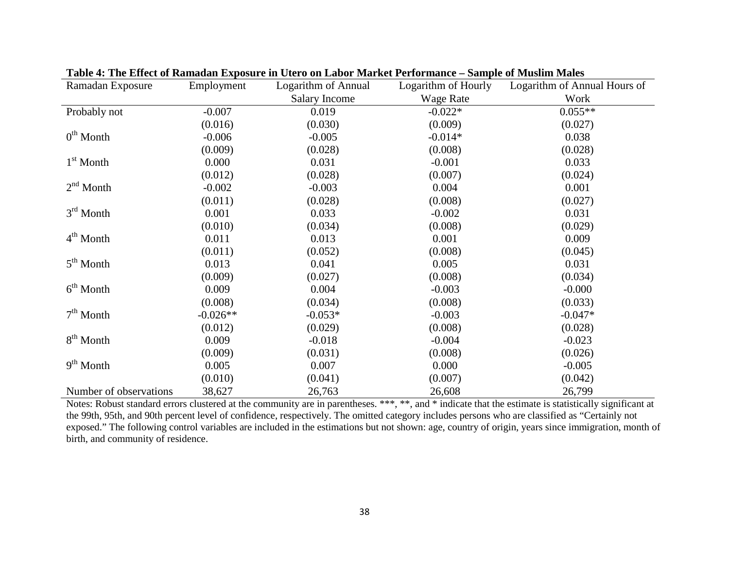**Table 4: The Effect of Ramadan Exposure in Utero on Labor Market Performance – Sample of Muslim Males**

| Ramadan Exposure | Employment | Logarithm of Annual Salary Income | Logarithm of Hourly Wage Rate | Logarithm of Annual Hours of Work |
|---|---|---|---|---|
| Probably not | -0.007 | 0.019 | -0.022* | 0.055** |
| | (0.016) | (0.030) | (0.009) | (0.027) |
| $0^{th}$ Month | -0.006 | -0.005 | -0.014* | 0.038 |
| | (0.009) | (0.028) | (0.008) | (0.028) |
| $1^{st}$ Month | 0.000 | 0.031 | -0.001 | 0.033 |
| | (0.012) | (0.028) | (0.007) | (0.024) |
| $2^{nd}$ Month | -0.002 | -0.003 | 0.004 | 0.001 |
| | (0.011) | (0.028) | (0.008) | (0.027) |
| $3^{rd}$ Month | 0.001 | 0.033 | -0.002 | 0.031 |
| | (0.010) | (0.034) | (0.008) | (0.029) |
| $4^{th}$ Month | 0.011 | 0.013 | 0.001 | 0.009 |
| | (0.011) | (0.052) | (0.008) | (0.045) |
| $5^{th}$ Month | 0.013 | 0.041 | 0.005 | 0.031 |
| | (0.009) | (0.027) | (0.008) | (0.034) |
| $6^{th}$ Month | 0.009 | 0.004 | -0.003 | -0.000 |
| | (0.008) | (0.034) | (0.008) | (0.033) |
| $7^{th}$ Month | -0.026** | -0.053* | -0.003 | -0.047* |
| | (0.012) | (0.029) | (0.008) | (0.028) |
| $8^{th}$ Month | 0.009 | -0.018 | -0.004 | -0.023 |
| | (0.009) | (0.031) | (0.008) | (0.026) |
| $9^{th}$ Month | 0.005 | 0.007 | 0.000 | -0.005 |
| | (0.010) | (0.041) | (0.007) | (0.042) |
| Number of observations | 38,627 | 26,763 | 26,608 | 26,799 |

Notes: Robust standard errors clustered at the community are in parentheses. ***, **, and * indicate that the estimate is statistically significant at the 99th, 95th, and 90th percent level of confidence, respectively. The omitted category includes persons who are classified as "Certainly not exposed." The following control variables are included in the estimations but not shown: age, country of origin, years since immigration, month of birth, and community of residence.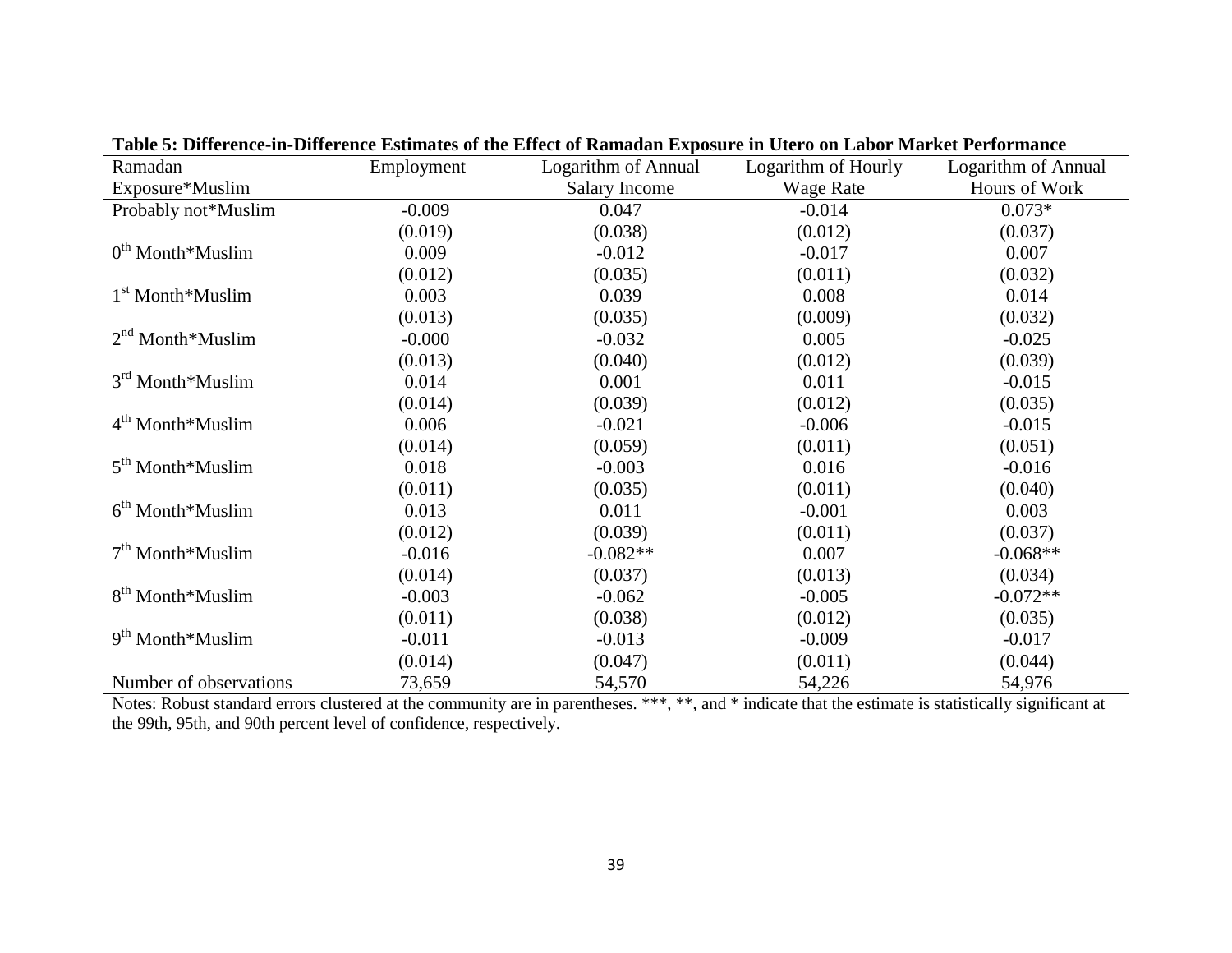**Table 5: Difference-in-Difference Estimates of the Effect of Ramadan Exposure in Utero on Labor Market Performance**

| Ramadan Exposure*Muslim | Employment | Logarithm of Annual Salary Income | Logarithm of Hourly Wage Rate | Logarithm of Annual Hours of Work |
|---|---|---|---|---|
| Probably not*Muslim | -0.009 | 0.047 | -0.014 | 0.073* |
| | (0.019) | (0.038) | (0.012) | (0.037) |
| $0^{th}$ Month*Muslim | 0.009 | -0.012 | -0.017 | 0.007 |
| | (0.012) | (0.035) | (0.011) | (0.032) |
| $1^{st}$ Month*Muslim | 0.003 | 0.039 | 0.008 | 0.014 |
| | (0.013) | (0.035) | (0.009) | (0.032) |
| $2^{nd}$ Month*Muslim | -0.000 | -0.032 | 0.005 | -0.025 |
| | (0.013) | (0.040) | (0.012) | (0.039) |
| $3^{rd}$ Month*Muslim | 0.014 | 0.001 | 0.011 | -0.015 |
| | (0.014) | (0.039) | (0.012) | (0.035) |
| $4^{th}$ Month*Muslim | 0.006 | -0.021 | -0.006 | -0.015 |
| | (0.014) | (0.059) | (0.011) | (0.051) |
| $5^{th}$ Month*Muslim | 0.018 | -0.003 | 0.016 | -0.016 |
| | (0.011) | (0.035) | (0.011) | (0.040) |
| $6^{th}$ Month*Muslim | 0.013 | 0.011 | -0.001 | 0.003 |
| | (0.012) | (0.039) | (0.011) | (0.037) |
| $7^{th}$ Month*Muslim | -0.016 | -0.082** | 0.007 | -0.068** |
| | (0.014) | (0.037) | (0.013) | (0.034) |
| $8^{th}$ Month*Muslim | -0.003 | -0.062 | -0.005 | -0.072** |
| | (0.011) | (0.038) | (0.012) | (0.035) |
| $9^{th}$ Month*Muslim | -0.011 | -0.013 | -0.009 | -0.017 |
| | (0.014) | (0.047) | (0.011) | (0.044) |
| Number of observations | 73,659 | 54,570 | 54,226 | 54,976 |

Notes: Robust standard errors clustered at the community are in parentheses. ***, **, and * indicate that the estimate is statistically significant at the 99th, 95th, and 90th percent level of confidence, respectively.